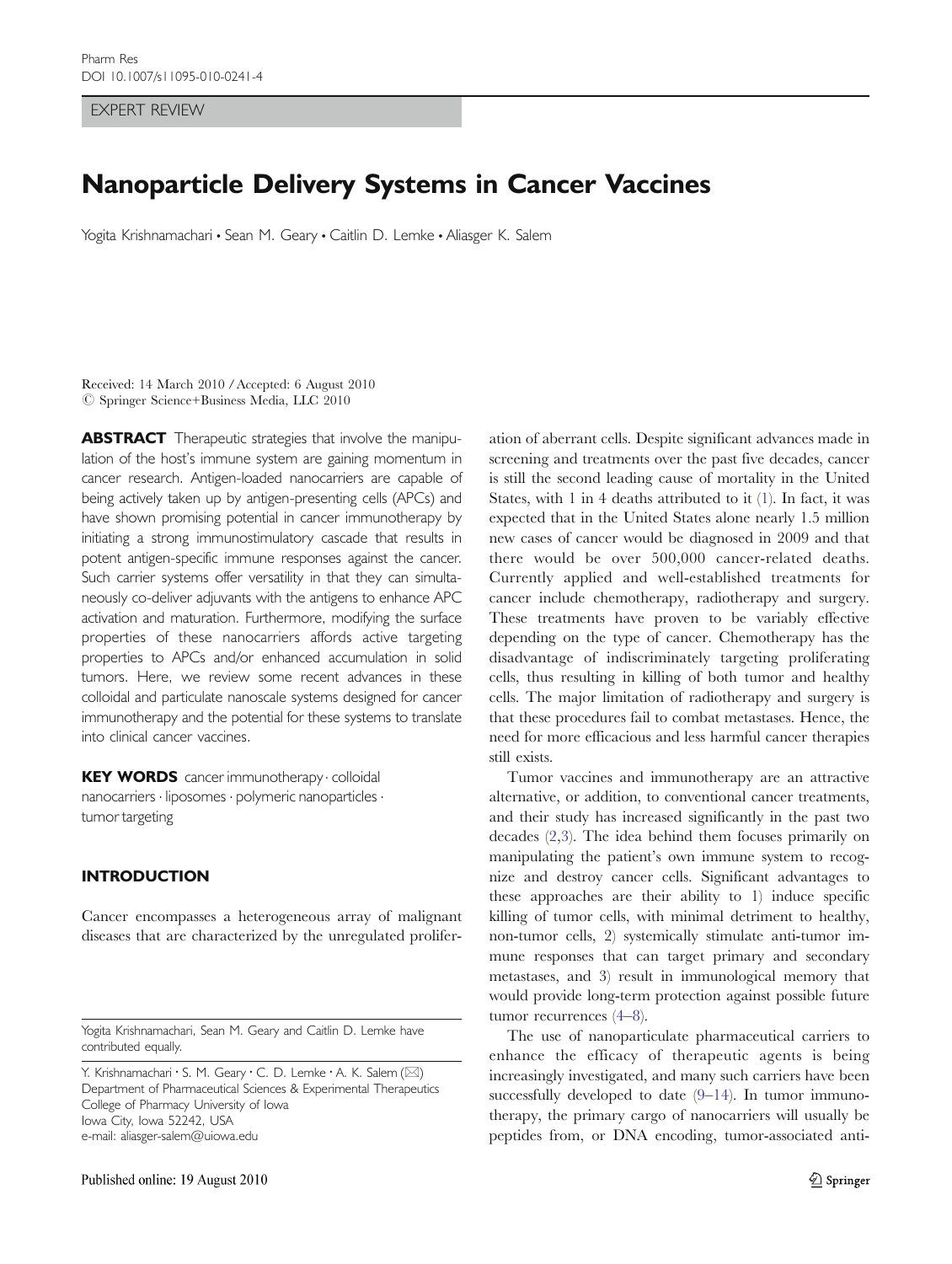EXPERT REVIEW

# Nanoparticle Delivery Systems in Cancer Vaccines

Yogita Krishnamachari • Sean M. Geary • Caitlin D. Lemke • Aliasger K. Salem

Received: 14 March 2010 / Accepted: 6 August 2010
© Springer Science+Business Media, LLC 2010

**ABSTRACT** Therapeutic strategies that involve the manipulation of the host's immune system are gaining momentum in cancer research. Antigen-loaded nanocarriers are capable of being actively taken up by antigen-presenting cells (APCs) and have shown promising potential in cancer immunotherapy by initiating a strong immunostimulatory cascade that results in potent antigen-specific immune responses against the cancer. Such carrier systems offer versatility in that they can simultaneously co-deliver adjuvants with the antigens to enhance APC activation and maturation. Furthermore, modifying the surface properties of these nanocarriers affords active targeting properties to APCs and/or enhanced accumulation in solid tumors. Here, we review some recent advances in these colloidal and particulate nanoscale systems designed for cancer immunotherapy and the potential for these systems to translate into clinical cancer vaccines.

**KEY WORDS** cancer immunotherapy · colloidal nanocarriers · liposomes · polymeric nanoparticles · tumor targeting

## INTRODUCTION

Cancer encompasses a heterogeneous array of malignant diseases that are characterized by the unregulated proliferation of aberrant cells. Despite significant advances made in screening and treatments over the past five decades, cancer is still the second leading cause of mortality in the United States, with 1 in 4 deaths attributed to it (1). In fact, it was expected that in the United States alone nearly 1.5 million new cases of cancer would be diagnosed in 2009 and that there would be over 500,000 cancer-related deaths. Currently applied and well-established treatments for cancer include chemotherapy, radiotherapy and surgery. These treatments have proven to be variably effective depending on the type of cancer. Chemotherapy has the disadvantage of indiscriminately targeting proliferating cells, thus resulting in killing of both tumor and healthy cells. The major limitation of radiotherapy and surgery is that these procedures fail to combat metastases. Hence, the need for more efficacious and less harmful cancer therapies still exists.

Tumor vaccines and immunotherapy are an attractive alternative, or addition, to conventional cancer treatments, and their study has increased significantly in the past two decades (2,3). The idea behind them focuses primarily on manipulating the patient's own immune system to recognize and destroy cancer cells. Significant advantages to these approaches are their ability to 1) induce specific killing of tumor cells, with minimal detriment to healthy, non-tumor cells, 2) systemically stimulate anti-tumor immune responses that can target primary and secondary metastases, and 3) result in immunological memory that would provide long-term protection against possible future tumor recurrences (4–8).

The use of nanoparticulate pharmaceutical carriers to enhance the efficacy of therapeutic agents is being increasingly investigated, and many such carriers have been successfully developed to date (9–14). In tumor immunotherapy, the primary cargo of nanocarriers will usually be peptides from, or DNA encoding, tumor-associated anti-

Yogita Krishnamachari, Sean M. Geary and Caitlin D. Lemke have contributed equally.

Y. Krishnamachari · S. M. Geary · C. D. Lemke · A. K. Salem (✉)
Department of Pharmaceutical Sciences & Experimental Therapeutics
College of Pharmacy University of Iowa
Iowa City, Iowa 52242, USA
e-mail: aliasger-salem@uiowa.edu

Published online: 19 August 2010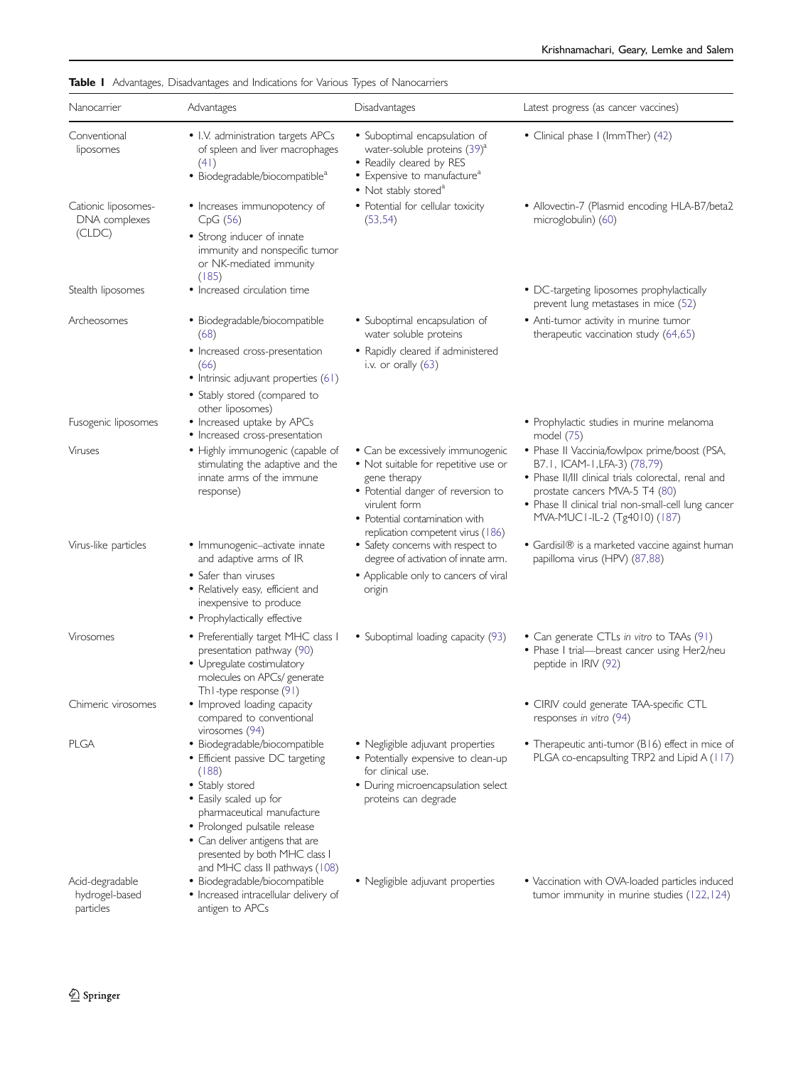**Table I** Advantages, Disadvantages and Indications for Various Types of Nanocarriers

| Nanocarrier | Advantages | Disadvantages | Latest progress (as cancer vaccines) |
|---|---|---|---|
| Conventional liposomes | • I.V. administration targets APCs of spleen and liver macrophages (41)<br>• Biodegradable/biocompatible[a] | • Suboptimal encapsulation of water-soluble proteins (39)[a]<br>• Readily cleared by RES<br>• Expensive to manufacture[a]<br>• Not stably stored[a] | • Clinical phase I (ImmTher) (42) |
| Cationic liposomes-DNA complexes (CLDC) | • Increases immunopotency of CpG (56)<br>• Strong inducer of innate immunity and nonspecific tumor or NK-mediated immunity (185) | • Potential for cellular toxicity (53,54) | • Allovectin-7 (Plasmid encoding HLA-B7/beta2 microglobulin) (60) |
| Stealth liposomes | • Increased circulation time | | • DC-targeting liposomes prophylactically prevent lung metastases in mice (52) |
| Archeosomes | • Biodegradable/biocompatible (68)<br>• Increased cross-presentation (66)<br>• Intrinsic adjuvant properties (61)<br>• Stably stored (compared to other liposomes) | • Suboptimal encapsulation of water soluble proteins<br>• Rapidly cleared if administered i.v. or orally (63) | • Anti-tumor activity in murine tumor therapeutic vaccination study (64,65) |
| Fusogenic liposomes | • Increased uptake by APCs<br>• Increased cross-presentation | | • Prophylactic studies in murine melanoma model (75) |
| Viruses | • Highly immunogenic (capable of stimulating the adaptive and the innate arms of the immune response) | • Can be excessively immunogenic<br>• Not suitable for repetitive use or gene therapy<br>• Potential danger of reversion to virulent form<br>• Potential contamination with replication competent virus (186) | • Phase II Vaccinia/fowlpox prime/boost (PSA, B7.1, ICAM-1,LFA-3) (78,79)<br>• Phase II/III clinical trials colorectal, renal and prostate cancers MVA-5 T4 (80)<br>• Phase II clinical trial non-small-cell lung cancer MVA-MUC1-IL-2 (Tg4010) (187) |
| Virus-like particles | • Immunogenic–activate innate and adaptive arms of IR<br>• Safer than viruses<br>• Relatively easy, efficient and inexpensive to produce<br>• Prophylactically effective | • Safety concerns with respect to degree of activation of innate arm.<br>• Applicable only to cancers of viral origin | • Gardisil® is a marketed vaccine against human papilloma virus (HPV) (87,88) |
| Virosomes | • Preferentially target MHC class I presentation pathway (90)<br>• Upregulate costimulatory molecules on APCs/ generate Th1-type response (91) | • Suboptimal loading capacity (93) | • Can generate CTLs *in vitro* to TAAs (91)<br>• Phase I trial—breast cancer using Her2/neu peptide in IRIV (92) |
| Chimeric virosomes | • Improved loading capacity compared to conventional virosomes (94) | | • CIRIV could generate TAA-specific CTL responses *in vitro* (94) |
| PLGA | • Biodegradable/biocompatible<br>• Efficient passive DC targeting (188)<br>• Stably stored<br>• Easily scaled up for pharmaceutical manufacture<br>• Prolonged pulsatile release<br>• Can deliver antigens that are presented by both MHC class I and MHC class II pathways (108) | • Negligible adjuvant properties<br>• Potentially expensive to clean-up for clinical use.<br>• During microencapsulation select proteins can degrade | • Therapeutic anti-tumor (B16) effect in mice of PLGA co-encapsulting TRP2 and Lipid A (117) |
| Acid-degradable hydrogel-based particles | • Biodegradable/biocompatible<br>• Increased intracellular delivery of antigen to APCs | • Negligible adjuvant properties | • Vaccination with OVA-loaded particles induced tumor immunity in murine studies (122,124) |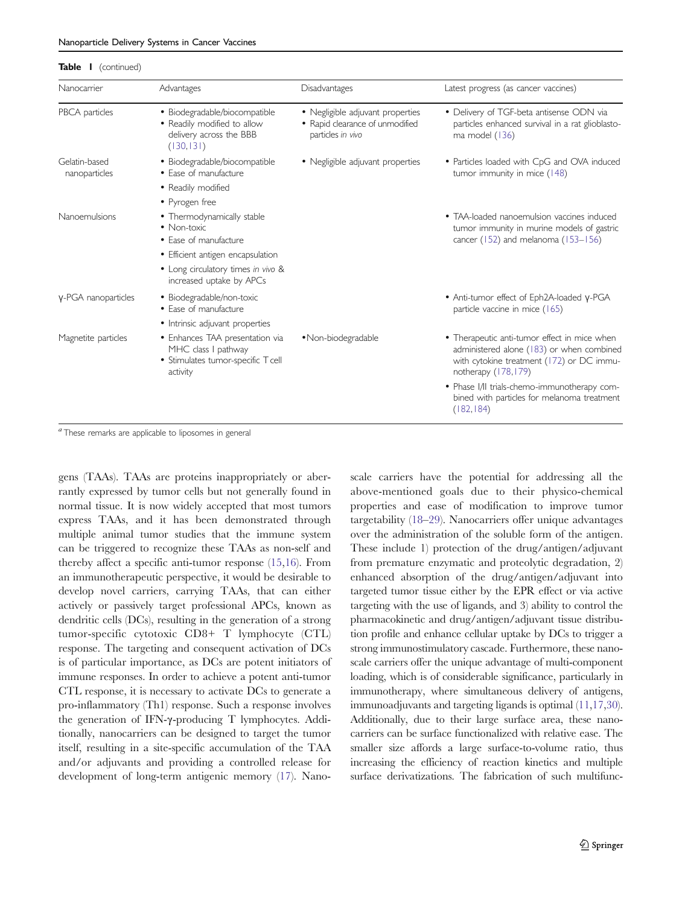**Table I** (continued)

| Nanocarrier | Advantages | Disadvantages | Latest progress (as cancer vaccines) |
|---|---|---|---|
| PBCA particles | • Biodegradable/biocompatible<br>• Readily modified to allow delivery across the BBB (130,131) | • Negligible adjuvant properties<br>• Rapid clearance of unmodified particles *in vivo* | • Delivery of TGF-beta antisense ODN via particles enhanced survival in a rat glioblastoma model (136) |
| Gelatin-based nanoparticles | • Biodegradable/biocompatible<br>• Ease of manufacture<br>• Readily modified<br>• Pyrogen free | • Negligible adjuvant properties | • Particles loaded with CpG and OVA induced tumor immunity in mice (148) |
| Nanoemulsions | • Thermodynamically stable<br>• Non-toxic<br>• Ease of manufacture<br>• Efficient antigen encapsulation<br>• Long circulatory times *in vivo* & increased uptake by APCs | | • TAA-loaded nanoemulsion vaccines induced tumor immunity in murine models of gastric cancer (152) and melanoma (153–156) |
| γ-PGA nanoparticles | • Biodegradable/non-toxic<br>• Ease of manufacture<br>• Intrinsic adjuvant properties | | • Anti-tumor effect of Eph2A-loaded γ-PGA particle vaccine in mice (165) |
| Magnetite particles | • Enhances TAA presentation via MHC class I pathway<br>• Stimulates tumor-specific T cell activity | • Non-biodegradable | • Therapeutic anti-tumor effect in mice when administered alone (183) or when combined with cytokine treatment (172) or DC immunotherapy (178,179)<br>• Phase I/II trials-chemo-immunotherapy combined with particles for melanoma treatment (182,184) |

[a] These remarks are applicable to liposomes in general

gens (TAAs). TAAs are proteins inappropriately or aberrantly expressed by tumor cells but not generally found in normal tissue. It is now widely accepted that most tumors express TAAs, and it has been demonstrated through multiple animal tumor studies that the immune system can be triggered to recognize these TAAs as non-self and thereby affect a specific anti-tumor response (15,16). From an immunotherapeutic perspective, it would be desirable to develop novel carriers, carrying TAAs, that can either actively or passively target professional APCs, known as dendritic cells (DCs), resulting in the generation of a strong tumor-specific cytotoxic CD8+ T lymphocyte (CTL) response. The targeting and consequent activation of DCs is of particular importance, as DCs are potent initiators of immune responses. In order to achieve a potent anti-tumor CTL response, it is necessary to activate DCs to generate a pro-inflammatory (Th1) response. Such a response involves the generation of IFN-γ-producing T lymphocytes. Additionally, nanocarriers can be designed to target the tumor itself, resulting in a site-specific accumulation of the TAA and/or adjuvants and providing a controlled release for development of long-term antigenic memory (17). Nanoscale carriers have the potential for addressing all the above-mentioned goals due to their physico-chemical properties and ease of modification to improve tumor targetability (18–29). Nanocarriers offer unique advantages over the administration of the soluble form of the antigen. These include 1) protection of the drug/antigen/adjuvant from premature enzymatic and proteolytic degradation, 2) enhanced absorption of the drug/antigen/adjuvant into targeted tumor tissue either by the EPR effect or via active targeting with the use of ligands, and 3) ability to control the pharmacokinetic and drug/antigen/adjuvant tissue distribution profile and enhance cellular uptake by DCs to trigger a strong immunostimulatory cascade. Furthermore, these nanoscale carriers offer the unique advantage of multi-component loading, which is of considerable significance, particularly in immunotherapy, where simultaneous delivery of antigens, immunoadjuvants and targeting ligands is optimal (11,17,30). Additionally, due to their large surface area, these nanocarriers can be surface functionalized with relative ease. The smaller size affords a large surface-to-volume ratio, thus increasing the efficiency of reaction kinetics and multiple surface derivatizations. The fabrication of such multifunc-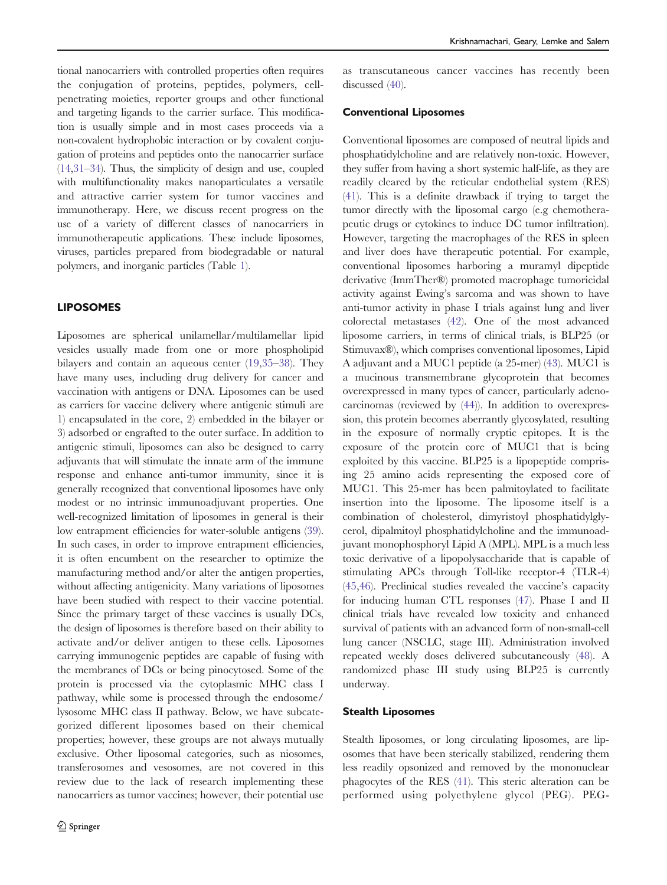tional nanocarriers with controlled properties often requires the conjugation of proteins, peptides, polymers, cell-penetrating moieties, reporter groups and other functional and targeting ligands to the carrier surface. This modification is usually simple and in most cases proceeds via a non-covalent hydrophobic interaction or by covalent conjugation of proteins and peptides onto the nanocarrier surface (14,31–34). Thus, the simplicity of design and use, coupled with multifunctionality makes nanoparticulates a versatile and attractive carrier system for tumor vaccines and immunotherapy. Here, we discuss recent progress on the use of a variety of different classes of nanocarriers in immunotherapeutic applications. These include liposomes, viruses, particles prepared from biodegradable or natural polymers, and inorganic particles (Table 1).

## LIPOSOMES

Liposomes are spherical unilamellar/multilamellar lipid vesicles usually made from one or more phospholipid bilayers and contain an aqueous center (19,35–38). They have many uses, including drug delivery for cancer and vaccination with antigens or DNA. Liposomes can be used as carriers for vaccine delivery where antigenic stimuli are 1) encapsulated in the core, 2) embedded in the bilayer or 3) adsorbed or engrafted to the outer surface. In addition to antigenic stimuli, liposomes can also be designed to carry adjuvants that will stimulate the innate arm of the immune response and enhance anti-tumor immunity, since it is generally recognized that conventional liposomes have only modest or no intrinsic immunoadjuvant properties. One well-recognized limitation of liposomes in general is their low entrapment efficiencies for water-soluble antigens (39). In such cases, in order to improve entrapment efficiencies, it is often encumbent on the researcher to optimize the manufacturing method and/or alter the antigen properties, without affecting antigenicity. Many variations of liposomes have been studied with respect to their vaccine potential. Since the primary target of these vaccines is usually DCs, the design of liposomes is therefore based on their ability to activate and/or deliver antigen to these cells. Liposomes carrying immunogenic peptides are capable of fusing with the membranes of DCs or being pinocytosed. Some of the protein is processed via the cytoplasmic MHC class I pathway, while some is processed through the endosome/lysosome MHC class II pathway. Below, we have subcategorized different liposomes based on their chemical properties; however, these groups are not always mutually exclusive. Other liposomal categories, such as niosomes, transferosomes and vesosomes, are not covered in this review due to the lack of research implementing these nanocarriers as tumor vaccines; however, their potential use as transcutaneous cancer vaccines has recently been discussed (40).

### Conventional Liposomes

Conventional liposomes are composed of neutral lipids and phosphatidylcholine and are relatively non-toxic. However, they suffer from having a short systemic half-life, as they are readily cleared by the reticular endothelial system (RES) (41). This is a definite drawback if trying to target the tumor directly with the liposomal cargo (e.g chemotherapeutic drugs or cytokines to induce DC tumor infiltration). However, targeting the macrophages of the RES in spleen and liver does have therapeutic potential. For example, conventional liposomes harboring a muramyl dipeptide derivative (ImmTher®) promoted macrophage tumoricidal activity against Ewing's sarcoma and was shown to have anti-tumor activity in phase I trials against lung and liver colorectal metastases (42). One of the most advanced liposome carriers, in terms of clinical trials, is BLP25 (or Stimuvax®), which comprises conventional liposomes, Lipid A adjuvant and a MUC1 peptide (a 25-mer) (43). MUC1 is a mucinous transmembrane glycoprotein that becomes overexpressed in many types of cancer, particularly adenocarcinomas (reviewed by (44)). In addition to overexpression, this protein becomes aberrantly glycosylated, resulting in the exposure of normally cryptic epitopes. It is the exposure of the protein core of MUC1 that is being exploited by this vaccine. BLP25 is a lipopeptide comprising 25 amino acids representing the exposed core of MUC1. This 25-mer has been palmitoylated to facilitate insertion into the liposome. The liposome itself is a combination of cholesterol, dimyristoyl phosphatidylglycerol, dipalmitoyl phosphatidylcholine and the immunoadjuvant monophosphoryl Lipid A (MPL). MPL is a much less toxic derivative of a lipopolysaccharide that is capable of stimulating APCs through Toll-like receptor-4 (TLR-4) (45,46). Preclinical studies revealed the vaccine's capacity for inducing human CTL responses (47). Phase I and II clinical trials have revealed low toxicity and enhanced survival of patients with an advanced form of non-small-cell lung cancer (NSCLC, stage III). Administration involved repeated weekly doses delivered subcutaneously (48). A randomized phase III study using BLP25 is currently underway.

### Stealth Liposomes

Stealth liposomes, or long circulating liposomes, are liposomes that have been sterically stabilized, rendering them less readily opsonized and removed by the mononuclear phagocytes of the RES (41). This steric alteration can be performed using polyethylene glycol (PEG). PEG-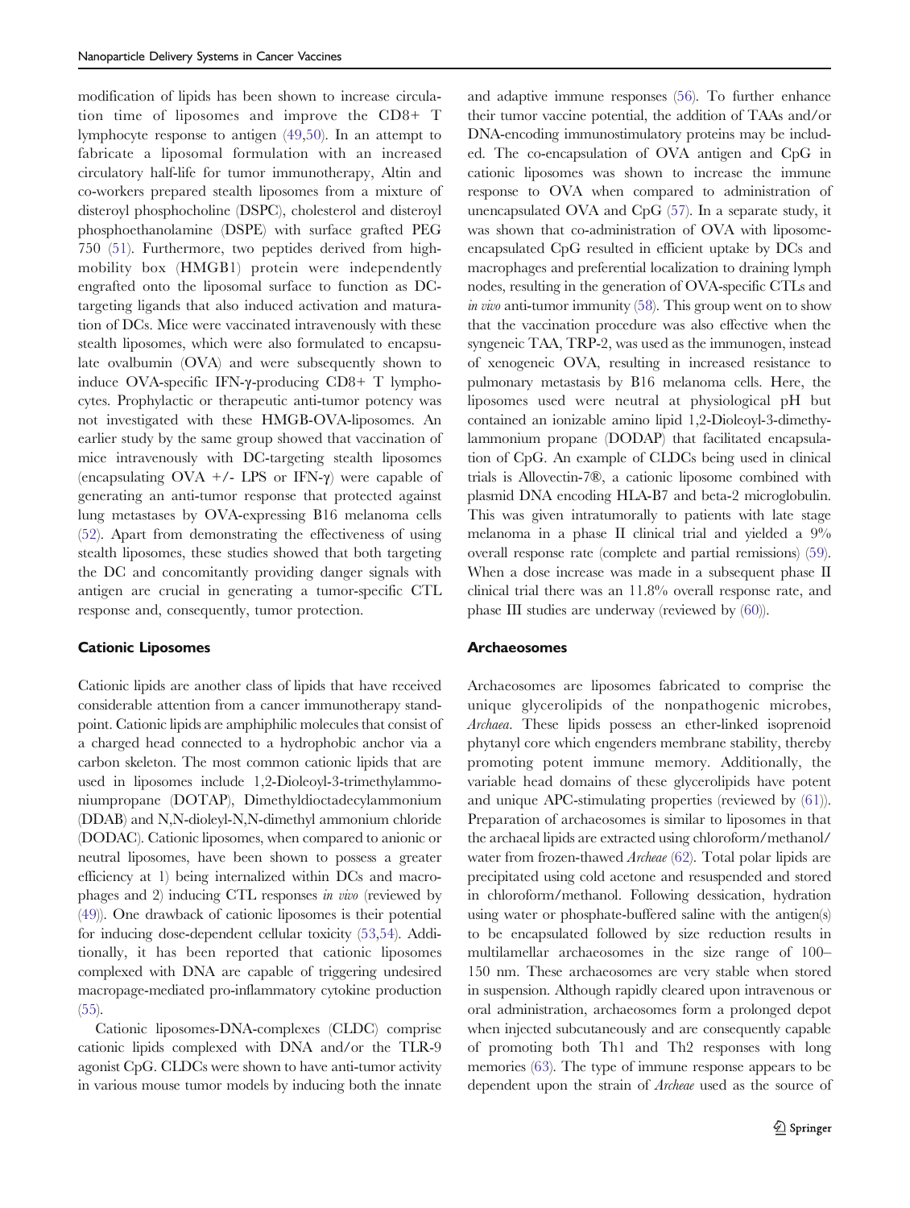modification of lipids has been shown to increase circulation time of liposomes and improve the CD8+ T lymphocyte response to antigen (49,50). In an attempt to fabricate a liposomal formulation with an increased circulatory half-life for tumor immunotherapy, Altin and co-workers prepared stealth liposomes from a mixture of disteroyl phosphocholine (DSPC), cholesterol and disteroyl phosphoethanolamine (DSPE) with surface grafted PEG 750 (51). Furthermore, two peptides derived from high-mobility box (HMGB1) protein were independently engrafted onto the liposomal surface to function as DC-targeting ligands that also induced activation and maturation of DCs. Mice were vaccinated intravenously with these stealth liposomes, which were also formulated to encapsulate ovalbumin (OVA) and were subsequently shown to induce OVA-specific IFN-γ-producing CD8+ T lymphocytes. Prophylactic or therapeutic anti-tumor potency was not investigated with these HMGB-OVA-liposomes. An earlier study by the same group showed that vaccination of mice intravenously with DC-targeting stealth liposomes (encapsulating OVA +/- LPS or IFN-γ) were capable of generating an anti-tumor response that protected against lung metastases by OVA-expressing B16 melanoma cells (52). Apart from demonstrating the effectiveness of using stealth liposomes, these studies showed that both targeting the DC and concomitantly providing danger signals with antigen are crucial in generating a tumor-specific CTL response and, consequently, tumor protection.

#### Cationic Liposomes

Cationic lipids are another class of lipids that have received considerable attention from a cancer immunotherapy standpoint. Cationic lipids are amphiphilic molecules that consist of a charged head connected to a hydrophobic anchor via a carbon skeleton. The most common cationic lipids that are used in liposomes include 1,2-Dioleoyl-3-trimethylammoniumpropane (DOTAP), Dimethyldioctadecylammonium (DDAB) and N,N-dioleyl-N,N-dimethyl ammonium chloride (DODAC). Cationic liposomes, when compared to anionic or neutral liposomes, have been shown to possess a greater efficiency at 1) being internalized within DCs and macrophages and 2) inducing CTL responses *in vivo* (reviewed by (49)). One drawback of cationic liposomes is their potential for inducing dose-dependent cellular toxicity (53,54). Additionally, it has been reported that cationic liposomes complexed with DNA are capable of triggering undesired macropage-mediated pro-inflammatory cytokine production (55).

Cationic liposomes-DNA-complexes (CLDC) comprise cationic lipids complexed with DNA and/or the TLR-9 agonist CpG. CLDCs were shown to have anti-tumor activity in various mouse tumor models by inducing both the innate and adaptive immune responses (56). To further enhance their tumor vaccine potential, the addition of TAAs and/or DNA-encoding immunostimulatory proteins may be included. The co-encapsulation of OVA antigen and CpG in cationic liposomes was shown to increase the immune response to OVA when compared to administration of unencapsulated OVA and CpG (57). In a separate study, it was shown that co-administration of OVA with liposome-encapsulated CpG resulted in efficient uptake by DCs and macrophages and preferential localization to draining lymph nodes, resulting in the generation of OVA-specific CTLs and *in vivo* anti-tumor immunity (58). This group went on to show that the vaccination procedure was also effective when the syngeneic TAA, TRP-2, was used as the immunogen, instead of xenogeneic OVA, resulting in increased resistance to pulmonary metastasis by B16 melanoma cells. Here, the liposomes used were neutral at physiological pH but contained an ionizable amino lipid 1,2-Dioleoyl-3-dimethylammonium propane (DODAP) that facilitated encapsulation of CpG. An example of CLDCs being used in clinical trials is Allovectin-7®, a cationic liposome combined with plasmid DNA encoding HLA-B7 and beta-2 microglobulin. This was given intratumorally to patients with late stage melanoma in a phase II clinical trial and yielded a 9% overall response rate (complete and partial remissions) (59). When a dose increase was made in a subsequent phase II clinical trial there was an 11.8% overall response rate, and phase III studies are underway (reviewed by (60)).

#### Archaeosomes

Archaeosomes are liposomes fabricated to comprise the unique glycerolipids of the nonpathogenic microbes, *Archaea*. These lipids possess an ether-linked isoprenoid phytanyl core which engenders membrane stability, thereby promoting potent immune memory. Additionally, the variable head domains of these glycerolipids have potent and unique APC-stimulating properties (reviewed by (61)). Preparation of archaeosomes is similar to liposomes in that the archaeal lipids are extracted using chloroform/methanol/water from frozen-thawed *Archeae* (62). Total polar lipids are precipitated using cold acetone and resuspended and stored in chloroform/methanol. Following dessication, hydration using water or phosphate-buffered saline with the antigen(s) to be encapsulated followed by size reduction results in multilamellar archaeosomes in the size range of 100–150 nm. These archaeosomes are very stable when stored in suspension. Although rapidly cleared upon intravenous or oral administration, archaeosomes form a prolonged depot when injected subcutaneously and are consequently capable of promoting both Th1 and Th2 responses with long memories (63). The type of immune response appears to be dependent upon the strain of *Archeae* used as the source of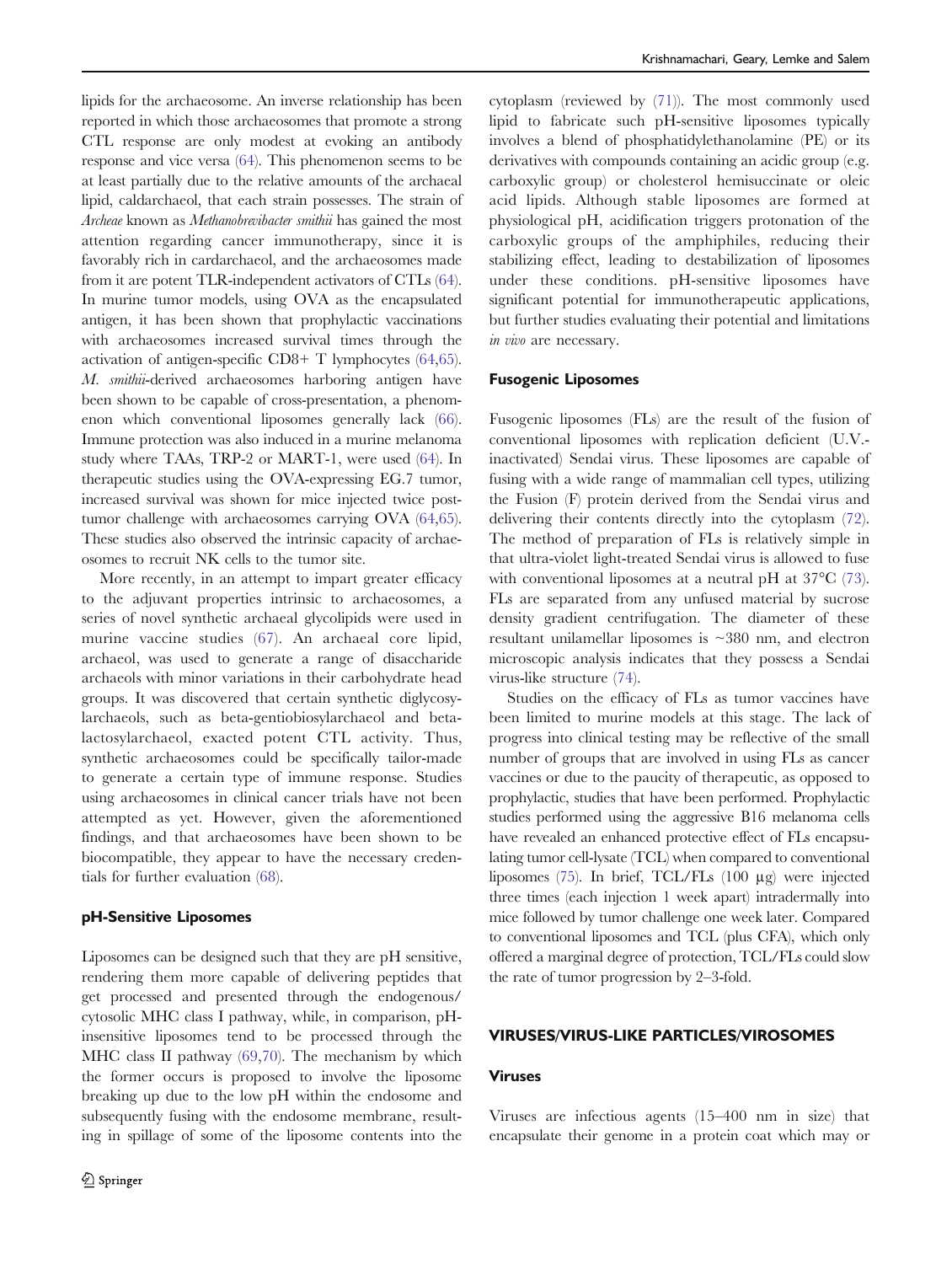lipids for the archaeosome. An inverse relationship has been reported in which those archaeosomes that promote a strong CTL response are only modest at evoking an antibody response and vice versa (64). This phenomenon seems to be at least partially due to the relative amounts of the archaeal lipid, caldarchaeol, that each strain possesses. The strain of *Archeae* known as *Methanobrevibacter smithii* has gained the most attention regarding cancer immunotherapy, since it is favorably rich in cardarchaeol, and the archaeosomes made from it are potent TLR-independent activators of CTLs (64). In murine tumor models, using OVA as the encapsulated antigen, it has been shown that prophylactic vaccinations with archaeosomes increased survival times through the activation of antigen-specific CD8+ T lymphocytes (64,65). *M. smithii*-derived archaeosomes harboring antigen have been shown to be capable of cross-presentation, a phenomenon which conventional liposomes generally lack (66). Immune protection was also induced in a murine melanoma study where TAAs, TRP-2 or MART-1, were used (64). In therapeutic studies using the OVA-expressing EG.7 tumor, increased survival was shown for mice injected twice post-tumor challenge with archaeosomes carrying OVA (64,65). These studies also observed the intrinsic capacity of archaeosomes to recruit NK cells to the tumor site.

More recently, in an attempt to impart greater efficacy to the adjuvant properties intrinsic to archaeosomes, a series of novel synthetic archaeal glycolipids were used in murine vaccine studies (67). An archaeal core lipid, archaeol, was used to generate a range of disaccharide archaeols with minor variations in their carbohydrate head groups. It was discovered that certain synthetic diglycosylarchaeols, such as beta-gentiobiosylarchaeol and beta-lactosylarchaeol, exacted potent CTL activity. Thus, synthetic archaeosomes could be specifically tailor-made to generate a certain type of immune response. Studies using archaeosomes in clinical cancer trials have not been attempted as yet. However, given the aforementioned findings, and that archaeosomes have been shown to be biocompatible, they appear to have the necessary credentials for further evaluation (68).

### pH-Sensitive Liposomes

Liposomes can be designed such that they are pH sensitive, rendering them more capable of delivering peptides that get processed and presented through the endogenous/cytosolic MHC class I pathway, while, in comparison, pH-insensitive liposomes tend to be processed through the MHC class II pathway (69,70). The mechanism by which the former occurs is proposed to involve the liposome breaking up due to the low pH within the endosome and subsequently fusing with the endosome membrane, resulting in spillage of some of the liposome contents into the cytoplasm (reviewed by (71)). The most commonly used lipid to fabricate such pH-sensitive liposomes typically involves a blend of phosphatidylethanolamine (PE) or its derivatives with compounds containing an acidic group (e.g. carboxylic group) or cholesterol hemisuccinate or oleic acid lipids. Although stable liposomes are formed at physiological pH, acidification triggers protonation of the carboxylic groups of the amphiphiles, reducing their stabilizing effect, leading to destabilization of liposomes under these conditions. pH-sensitive liposomes have significant potential for immunotherapeutic applications, but further studies evaluating their potential and limitations *in vivo* are necessary.

### Fusogenic Liposomes

Fusogenic liposomes (FLs) are the result of the fusion of conventional liposomes with replication deficient (U.V.-inactivated) Sendai virus. These liposomes are capable of fusing with a wide range of mammalian cell types, utilizing the Fusion (F) protein derived from the Sendai virus and delivering their contents directly into the cytoplasm (72). The method of preparation of FLs is relatively simple in that ultra-violet light-treated Sendai virus is allowed to fuse with conventional liposomes at a neutral pH at 37°C (73). FLs are separated from any unfused material by sucrose density gradient centrifugation. The diameter of these resultant unilamellar liposomes is ~380 nm, and electron microscopic analysis indicates that they possess a Sendai virus-like structure (74).

Studies on the efficacy of FLs as tumor vaccines have been limited to murine models at this stage. The lack of progress into clinical testing may be reflective of the small number of groups that are involved in using FLs as cancer vaccines or due to the paucity of therapeutic, as opposed to prophylactic, studies that have been performed. Prophylactic studies performed using the aggressive B16 melanoma cells have revealed an enhanced protective effect of FLs encapsulating tumor cell-lysate (TCL) when compared to conventional liposomes (75). In brief, TCL/FLs (100 μg) were injected three times (each injection 1 week apart) intradermally into mice followed by tumor challenge one week later. Compared to conventional liposomes and TCL (plus CFA), which only offered a marginal degree of protection, TCL/FLs could slow the rate of tumor progression by 2–3-fold.

## VIRUSES/VIRUS-LIKE PARTICLES/VIROSOMES

### Viruses

Viruses are infectious agents (15–400 nm in size) that encapsulate their genome in a protein coat which may or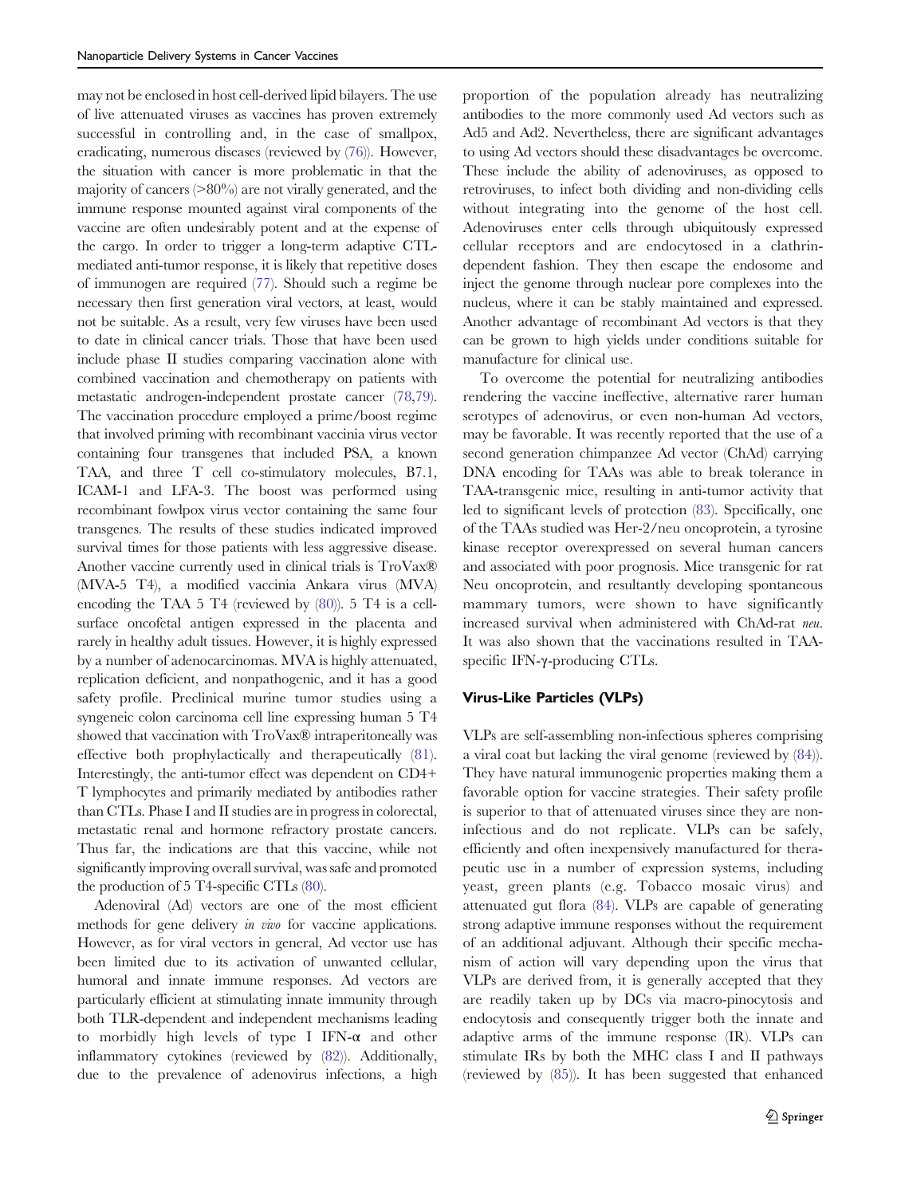may not be enclosed in host cell-derived lipid bilayers. The use of live attenuated viruses as vaccines has proven extremely successful in controlling and, in the case of smallpox, eradicating, numerous diseases (reviewed by (76)). However, the situation with cancer is more problematic in that the majority of cancers (>80%) are not virally generated, and the immune response mounted against viral components of the vaccine are often undesirably potent and at the expense of the cargo. In order to trigger a long-term adaptive CTL-mediated anti-tumor response, it is likely that repetitive doses of immunogen are required (77). Should such a regime be necessary then first generation viral vectors, at least, would not be suitable. As a result, very few viruses have been used to date in clinical cancer trials. Those that have been used include phase II studies comparing vaccination alone with combined vaccination and chemotherapy on patients with metastatic androgen-independent prostate cancer (78,79). The vaccination procedure employed a prime/boost regime that involved priming with recombinant vaccinia virus vector containing four transgenes that included PSA, a known TAA, and three T cell co-stimulatory molecules, B7.1, ICAM-1 and LFA-3. The boost was performed using recombinant fowlpox virus vector containing the same four transgenes. The results of these studies indicated improved survival times for those patients with less aggressive disease. Another vaccine currently used in clinical trials is TroVax® (MVA-5 T4), a modified vaccinia Ankara virus (MVA) encoding the TAA 5 T4 (reviewed by (80)). 5 T4 is a cell-surface oncofetal antigen expressed in the placenta and rarely in healthy adult tissues. However, it is highly expressed by a number of adenocarcinomas. MVA is highly attenuated, replication deficient, and nonpathogenic, and it has a good safety profile. Preclinical murine tumor studies using a syngeneic colon carcinoma cell line expressing human 5 T4 showed that vaccination with TroVax® intraperitoneally was effective both prophylactically and therapeutically (81). Interestingly, the anti-tumor effect was dependent on CD4+ T lymphocytes and primarily mediated by antibodies rather than CTLs. Phase I and II studies are in progress in colorectal, metastatic renal and hormone refractory prostate cancers. Thus far, the indications are that this vaccine, while not significantly improving overall survival, was safe and promoted the production of 5 T4-specific CTLs (80).

Adenoviral (Ad) vectors are one of the most efficient methods for gene delivery *in vivo* for vaccine applications. However, as for viral vectors in general, Ad vector use has been limited due to its activation of unwanted cellular, humoral and innate immune responses. Ad vectors are particularly efficient at stimulating innate immunity through both TLR-dependent and independent mechanisms leading to morbidly high levels of type I IFN-α and other inflammatory cytokines (reviewed by (82)). Additionally, due to the prevalence of adenovirus infections, a high proportion of the population already has neutralizing antibodies to the more commonly used Ad vectors such as Ad5 and Ad2. Nevertheless, there are significant advantages to using Ad vectors should these disadvantages be overcome. These include the ability of adenoviruses, as opposed to retroviruses, to infect both dividing and non-dividing cells without integrating into the genome of the host cell. Adenoviruses enter cells through ubiquitously expressed cellular receptors and are endocytosed in a clathrin-dependent fashion. They then escape the endosome and inject the genome through nuclear pore complexes into the nucleus, where it can be stably maintained and expressed. Another advantage of recombinant Ad vectors is that they can be grown to high yields under conditions suitable for manufacture for clinical use.

To overcome the potential for neutralizing antibodies rendering the vaccine ineffective, alternative rarer human serotypes of adenovirus, or even non-human Ad vectors, may be favorable. It was recently reported that the use of a second generation chimpanzee Ad vector (ChAd) carrying DNA encoding for TAAs was able to break tolerance in TAA-transgenic mice, resulting in anti-tumor activity that led to significant levels of protection (83). Specifically, one of the TAAs studied was Her-2/neu oncoprotein, a tyrosine kinase receptor overexpressed on several human cancers and associated with poor prognosis. Mice transgenic for rat Neu oncoprotein, and resultantly developing spontaneous mammary tumors, were shown to have significantly increased survival when administered with ChAd-rat *neu*. It was also shown that the vaccinations resulted in TAA-specific IFN-γ-producing CTLs.

### Virus-Like Particles (VLPs)

VLPs are self-assembling non-infectious spheres comprising a viral coat but lacking the viral genome (reviewed by (84)). They have natural immunogenic properties making them a favorable option for vaccine strategies. Their safety profile is superior to that of attenuated viruses since they are non-infectious and do not replicate. VLPs can be safely, efficiently and often inexpensively manufactured for therapeutic use in a number of expression systems, including yeast, green plants (e.g. Tobacco mosaic virus) and attenuated gut flora (84). VLPs are capable of generating strong adaptive immune responses without the requirement of an additional adjuvant. Although their specific mechanism of action will vary depending upon the virus that VLPs are derived from, it is generally accepted that they are readily taken up by DCs via macro-pinocytosis and endocytosis and consequently trigger both the innate and adaptive arms of the immune response (IR). VLPs can stimulate IRs by both the MHC class I and II pathways (reviewed by (85)). It has been suggested that enhanced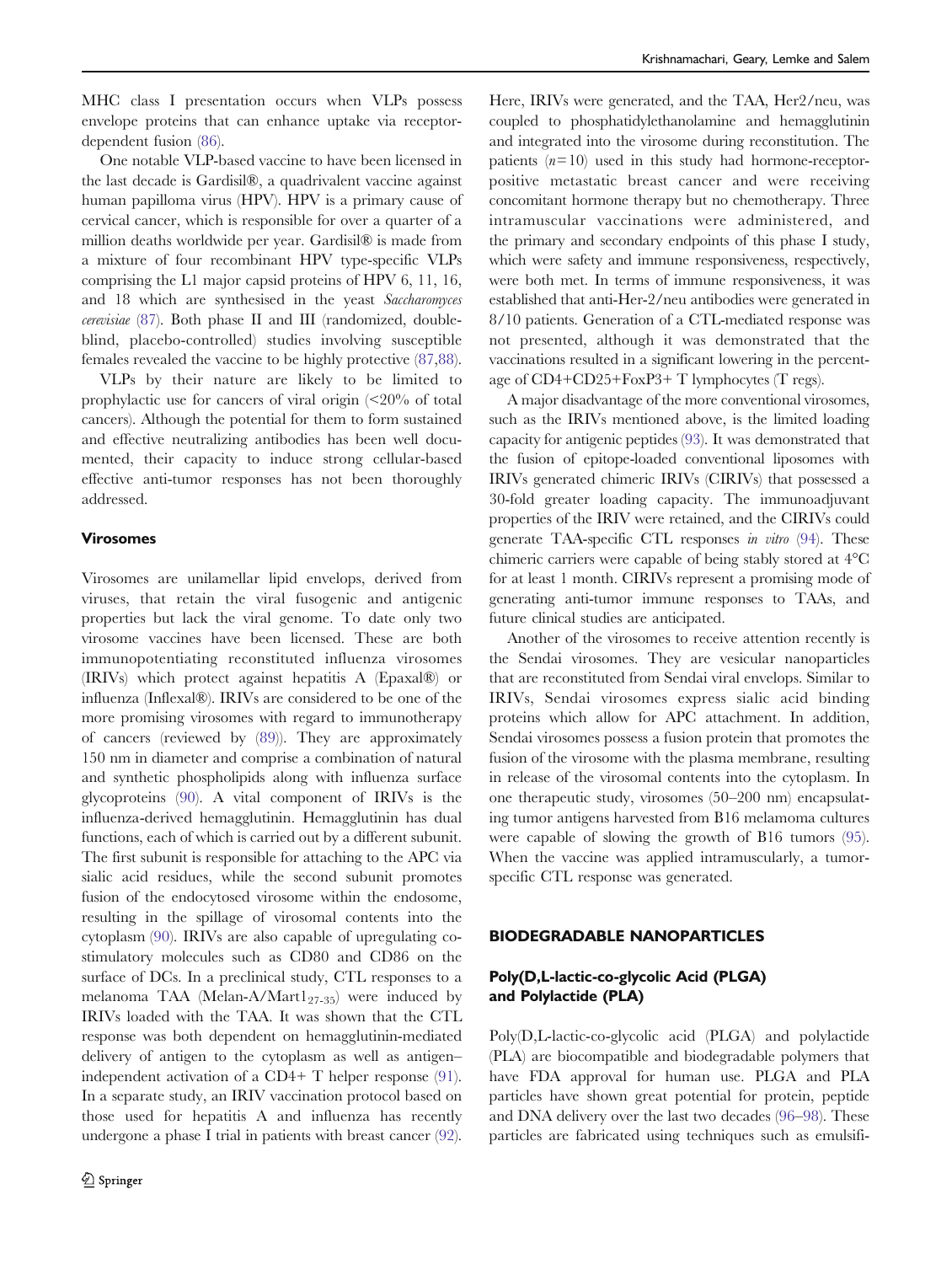MHC class I presentation occurs when VLPs possess envelope proteins that can enhance uptake via receptor-dependent fusion (86).

One notable VLP-based vaccine to have been licensed in the last decade is Gardisil®, a quadrivalent vaccine against human papilloma virus (HPV). HPV is a primary cause of cervical cancer, which is responsible for over a quarter of a million deaths worldwide per year. Gardisil® is made from a mixture of four recombinant HPV type-specific VLPs comprising the L1 major capsid proteins of HPV 6, 11, 16, and 18 which are synthesised in the yeast *Saccharomyces cerevisiae* (87). Both phase II and III (randomized, double-blind, placebo-controlled) studies involving susceptible females revealed the vaccine to be highly protective (87,88).

VLPs by their nature are likely to be limited to prophylactic use for cancers of viral origin (<20% of total cancers). Although the potential for them to form sustained and effective neutralizing antibodies has been well documented, their capacity to induce strong cellular-based effective anti-tumor responses has not been thoroughly addressed.

### Virosomes

Virosomes are unilamellar lipid envelops, derived from viruses, that retain the viral fusogenic and antigenic properties but lack the viral genome. To date only two virosome vaccines have been licensed. These are both immunopotentiating reconstituted influenza virosomes (IRIVs) which protect against hepatitis A (Epaxal®) or influenza (Inflexal®). IRIVs are considered to be one of the more promising virosomes with regard to immunotherapy of cancers (reviewed by (89)). They are approximately 150 nm in diameter and comprise a combination of natural and synthetic phospholipids along with influenza surface glycoproteins (90). A vital component of IRIVs is the influenza-derived hemagglutinin. Hemagglutinin has dual functions, each of which is carried out by a different subunit. The first subunit is responsible for attaching to the APC via sialic acid residues, while the second subunit promotes fusion of the endocytosed virosome within the endosome, resulting in the spillage of virosomal contents into the cytoplasm (90). IRIVs are also capable of upregulating co-stimulatory molecules such as CD80 and CD86 on the surface of DCs. In a preclinical study, CTL responses to a melanoma TAA (Melan-A/Mart$1_{27\text{-}35}$) were induced by IRIVs loaded with the TAA. It was shown that the CTL response was both dependent on hemagglutinin-mediated delivery of antigen to the cytoplasm as well as antigen–independent activation of a CD4+ T helper response (91). In a separate study, an IRIV vaccination protocol based on those used for hepatitis A and influenza has recently undergone a phase I trial in patients with breast cancer (92). Here, IRIVs were generated, and the TAA, Her2/neu, was coupled to phosphatidylethanolamine and hemagglutinin and integrated into the virosome during reconstitution. The patients ($n=10$) used in this study had hormone-receptor-positive metastatic breast cancer and were receiving concomitant hormone therapy but no chemotherapy. Three intramuscular vaccinations were administered, and the primary and secondary endpoints of this phase I study, which were safety and immune responsiveness, respectively, were both met. In terms of immune responsiveness, it was established that anti-Her-2/neu antibodies were generated in 8/10 patients. Generation of a CTL-mediated response was not presented, although it was demonstrated that the vaccinations resulted in a significant lowering in the percentage of CD4+CD25+FoxP3+ T lymphocytes (T regs).

A major disadvantage of the more conventional virosomes, such as the IRIVs mentioned above, is the limited loading capacity for antigenic peptides (93). It was demonstrated that the fusion of epitope-loaded conventional liposomes with IRIVs generated chimeric IRIVs (CIRIVs) that possessed a 30-fold greater loading capacity. The immunoadjuvant properties of the IRIV were retained, and the CIRIVs could generate TAA-specific CTL responses *in vitro* (94). These chimeric carriers were capable of being stably stored at 4°C for at least 1 month. CIRIVs represent a promising mode of generating anti-tumor immune responses to TAAs, and future clinical studies are anticipated.

Another of the virosomes to receive attention recently is the Sendai virosomes. They are vesicular nanoparticles that are reconstituted from Sendai viral envelops. Similar to IRIVs, Sendai virosomes express sialic acid binding proteins which allow for APC attachment. In addition, Sendai virosomes possess a fusion protein that promotes the fusion of the virosome with the plasma membrane, resulting in release of the virosomal contents into the cytoplasm. In one therapeutic study, virosomes (50–200 nm) encapsulating tumor antigens harvested from B16 melanoma cultures were capable of slowing the growth of B16 tumors (95). When the vaccine was applied intramuscularly, a tumor-specific CTL response was generated.

## BIODEGRADABLE NANOPARTICLES

### Poly(D,L-lactic-co-glycolic Acid (PLGA) and Polylactide (PLA)

Poly(D,L-lactic-co-glycolic acid (PLGA) and polylactide (PLA) are biocompatible and biodegradable polymers that have FDA approval for human use. PLGA and PLA particles have shown great potential for protein, peptide and DNA delivery over the last two decades (96–98). These particles are fabricated using techniques such as emulsifi-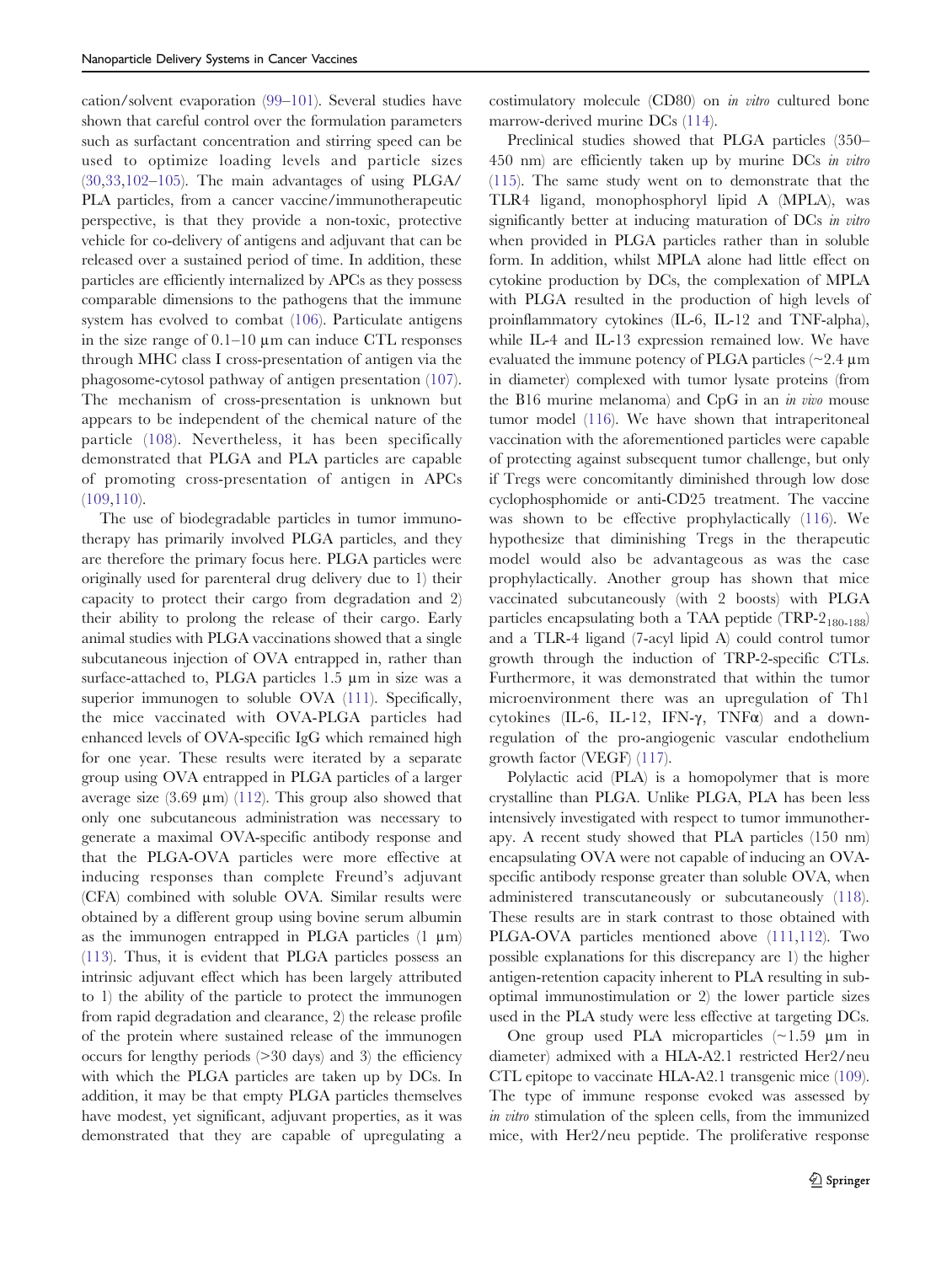cation/solvent evaporation (99–101). Several studies have shown that careful control over the formulation parameters such as surfactant concentration and stirring speed can be used to optimize loading levels and particle sizes (30,33,102–105). The main advantages of using PLGA/PLA particles, from a cancer vaccine/immunotherapeutic perspective, is that they provide a non-toxic, protective vehicle for co-delivery of antigens and adjuvant that can be released over a sustained period of time. In addition, these particles are efficiently internalized by APCs as they possess comparable dimensions to the pathogens that the immune system has evolved to combat (106). Particulate antigens in the size range of 0.1–10 μm can induce CTL responses through MHC class I cross-presentation of antigen via the phagosome-cytosol pathway of antigen presentation (107). The mechanism of cross-presentation is unknown but appears to be independent of the chemical nature of the particle (108). Nevertheless, it has been specifically demonstrated that PLGA and PLA particles are capable of promoting cross-presentation of antigen in APCs (109,110).

The use of biodegradable particles in tumor immunotherapy has primarily involved PLGA particles, and they are therefore the primary focus here. PLGA particles were originally used for parenteral drug delivery due to 1) their capacity to protect their cargo from degradation and 2) their ability to prolong the release of their cargo. Early animal studies with PLGA vaccinations showed that a single subcutaneous injection of OVA entrapped in, rather than surface-attached to, PLGA particles 1.5 μm in size was a superior immunogen to soluble OVA (111). Specifically, the mice vaccinated with OVA-PLGA particles had enhanced levels of OVA-specific IgG which remained high for one year. These results were iterated by a separate group using OVA entrapped in PLGA particles of a larger average size (3.69 μm) (112). This group also showed that only one subcutaneous administration was necessary to generate a maximal OVA-specific antibody response and that the PLGA-OVA particles were more effective at inducing responses than complete Freund's adjuvant (CFA) combined with soluble OVA. Similar results were obtained by a different group using bovine serum albumin as the immunogen entrapped in PLGA particles (1 μm) (113). Thus, it is evident that PLGA particles possess an intrinsic adjuvant effect which has been largely attributed to 1) the ability of the particle to protect the immunogen from rapid degradation and clearance, 2) the release profile of the protein where sustained release of the immunogen occurs for lengthy periods (>30 days) and 3) the efficiency with which the PLGA particles are taken up by DCs. In addition, it may be that empty PLGA particles themselves have modest, yet significant, adjuvant properties, as it was demonstrated that they are capable of upregulating a costimulatory molecule (CD80) on *in vitro* cultured bone marrow-derived murine DCs (114).

Preclinical studies showed that PLGA particles (350–450 nm) are efficiently taken up by murine DCs *in vitro* (115). The same study went on to demonstrate that the TLR4 ligand, monophosphoryl lipid A (MPLA), was significantly better at inducing maturation of DCs *in vitro* when provided in PLGA particles rather than in soluble form. In addition, whilst MPLA alone had little effect on cytokine production by DCs, the complexation of MPLA with PLGA resulted in the production of high levels of proinflammatory cytokines (IL-6, IL-12 and TNF-alpha), while IL-4 and IL-13 expression remained low. We have evaluated the immune potency of PLGA particles (~2.4 μm in diameter) complexed with tumor lysate proteins (from the B16 murine melanoma) and CpG in an *in vivo* mouse tumor model (116). We have shown that intraperitoneal vaccination with the aforementioned particles were capable of protecting against subsequent tumor challenge, but only if Tregs were concomitantly diminished through low dose cyclophosphomide or anti-CD25 treatment. The vaccine was shown to be effective prophylactically (116). We hypothesize that diminishing Tregs in the therapeutic model would also be advantageous as was the case prophylactically. Another group has shown that mice vaccinated subcutaneously (with 2 boosts) with PLGA particles encapsulating both a TAA peptide (TRP-$2_{180\text{-}188}$) and a TLR-4 ligand (7-acyl lipid A) could control tumor growth through the induction of TRP-2-specific CTLs. Furthermore, it was demonstrated that within the tumor microenvironment there was an upregulation of Th1 cytokines (IL-6, IL-12, IFN-γ, TNFα) and a downregulation of the pro-angiogenic vascular endothelium growth factor (VEGF) (117).

Polylactic acid (PLA) is a homopolymer that is more crystalline than PLGA. Unlike PLGA, PLA has been less intensively investigated with respect to tumor immunotherapy. A recent study showed that PLA particles (150 nm) encapsulating OVA were not capable of inducing an OVA-specific antibody response greater than soluble OVA, when administered transcutaneously or subcutaneously (118). These results are in stark contrast to those obtained with PLGA-OVA particles mentioned above (111,112). Two possible explanations for this discrepancy are 1) the higher antigen-retention capacity inherent to PLA resulting in suboptimal immunostimulation or 2) the lower particle sizes used in the PLA study were less effective at targeting DCs.

One group used PLA microparticles (~1.59 μm in diameter) admixed with a HLA-A2.1 restricted Her2/neu CTL epitope to vaccinate HLA-A2.1 transgenic mice (109). The type of immune response evoked was assessed by *in vitro* stimulation of the spleen cells, from the immunized mice, with Her2/neu peptide. The proliferative response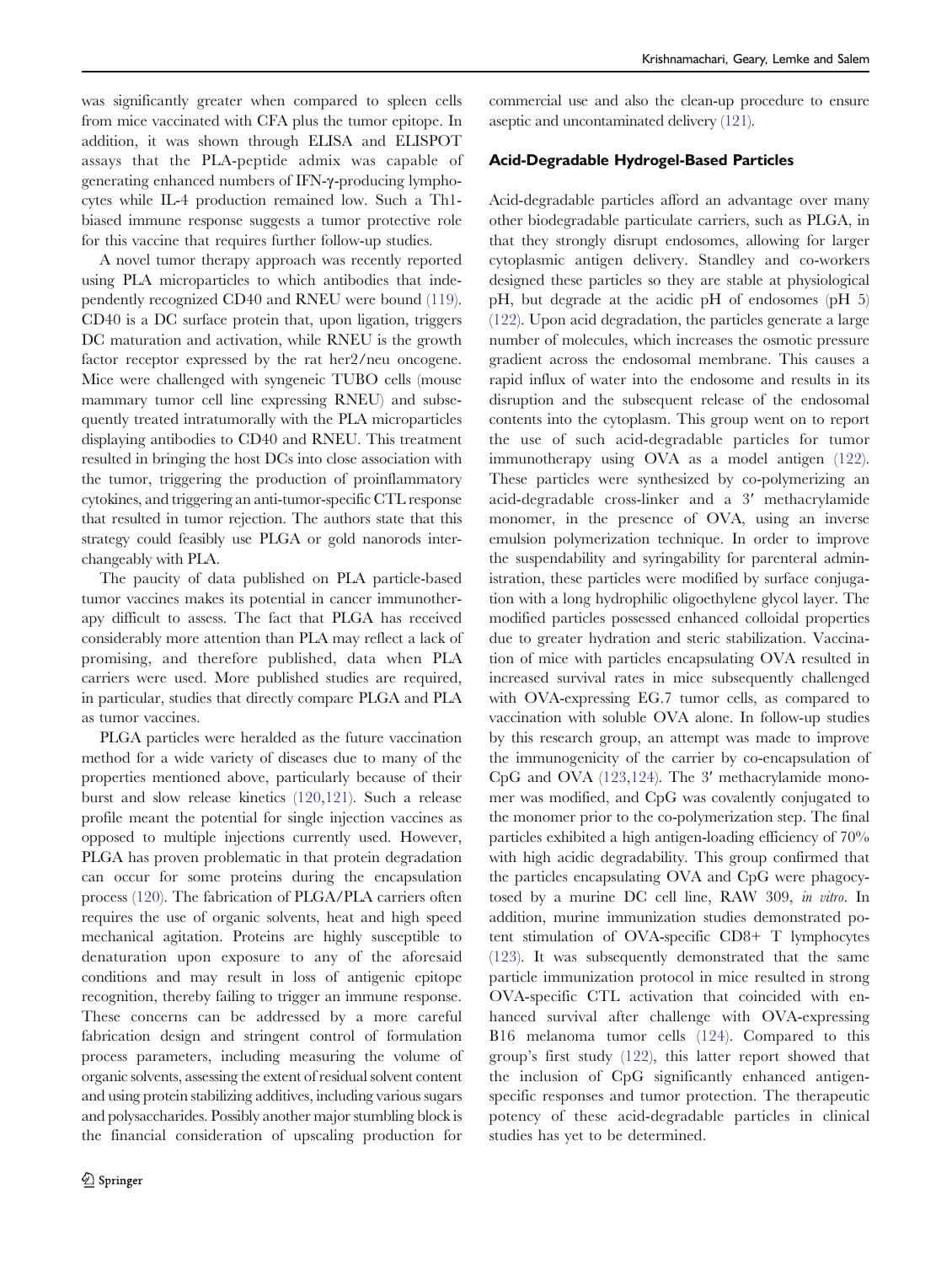was significantly greater when compared to spleen cells from mice vaccinated with CFA plus the tumor epitope. In addition, it was shown through ELISA and ELISPOT assays that the PLA-peptide admix was capable of generating enhanced numbers of IFN-γ-producing lymphocytes while IL-4 production remained low. Such a Th1-biased immune response suggests a tumor protective role for this vaccine that requires further follow-up studies.

A novel tumor therapy approach was recently reported using PLA microparticles to which antibodies that independently recognized CD40 and RNEU were bound (119). CD40 is a DC surface protein that, upon ligation, triggers DC maturation and activation, while RNEU is the growth factor receptor expressed by the rat her2/neu oncogene. Mice were challenged with syngeneic TUBO cells (mouse mammary tumor cell line expressing RNEU) and subsequently treated intratumorally with the PLA microparticles displaying antibodies to CD40 and RNEU. This treatment resulted in bringing the host DCs into close association with the tumor, triggering the production of proinflammatory cytokines, and triggering an anti-tumor-specific CTL response that resulted in tumor rejection. The authors state that this strategy could feasibly use PLGA or gold nanorods interchangeably with PLA.

The paucity of data published on PLA particle-based tumor vaccines makes its potential in cancer immunotherapy difficult to assess. The fact that PLGA has received considerably more attention than PLA may reflect a lack of promising, and therefore published, data when PLA carriers were used. More published studies are required, in particular, studies that directly compare PLGA and PLA as tumor vaccines.

PLGA particles were heralded as the future vaccination method for a wide variety of diseases due to many of the properties mentioned above, particularly because of their burst and slow release kinetics (120,121). Such a release profile meant the potential for single injection vaccines as opposed to multiple injections currently used. However, PLGA has proven problematic in that protein degradation can occur for some proteins during the encapsulation process (120). The fabrication of PLGA/PLA carriers often requires the use of organic solvents, heat and high speed mechanical agitation. Proteins are highly susceptible to denaturation upon exposure to any of the aforesaid conditions and may result in loss of antigenic epitope recognition, thereby failing to trigger an immune response. These concerns can be addressed by a more careful fabrication design and stringent control of formulation process parameters, including measuring the volume of organic solvents, assessing the extent of residual solvent content and using protein stabilizing additives, including various sugars and polysaccharides. Possibly another major stumbling block is the financial consideration of upscaling production for commercial use and also the clean-up procedure to ensure aseptic and uncontaminated delivery (121).

### Acid-Degradable Hydrogel-Based Particles

Acid-degradable particles afford an advantage over many other biodegradable particulate carriers, such as PLGA, in that they strongly disrupt endosomes, allowing for larger cytoplasmic antigen delivery. Standley and co-workers designed these particles so they are stable at physiological pH, but degrade at the acidic pH of endosomes (pH 5) (122). Upon acid degradation, the particles generate a large number of molecules, which increases the osmotic pressure gradient across the endosomal membrane. This causes a rapid influx of water into the endosome and results in its disruption and the subsequent release of the endosomal contents into the cytoplasm. This group went on to report the use of such acid-degradable particles for tumor immunotherapy using OVA as a model antigen (122). These particles were synthesized by co-polymerizing an acid-degradable cross-linker and a 3′ methacrylamide monomer, in the presence of OVA, using an inverse emulsion polymerization technique. In order to improve the suspendability and syringability for parenteral administration, these particles were modified by surface conjugation with a long hydrophilic oligoethylene glycol layer. The modified particles possessed enhanced colloidal properties due to greater hydration and steric stabilization. Vaccination of mice with particles encapsulating OVA resulted in increased survival rates in mice subsequently challenged with OVA-expressing EG.7 tumor cells, as compared to vaccination with soluble OVA alone. In follow-up studies by this research group, an attempt was made to improve the immunogenicity of the carrier by co-encapsulation of CpG and OVA (123,124). The 3′ methacrylamide monomer was modified, and CpG was covalently conjugated to the monomer prior to the co-polymerization step. The final particles exhibited a high antigen-loading efficiency of 70% with high acidic degradability. This group confirmed that the particles encapsulating OVA and CpG were phagocytosed by a murine DC cell line, RAW 309, *in vitro*. In addition, murine immunization studies demonstrated potent stimulation of OVA-specific CD8+ T lymphocytes (123). It was subsequently demonstrated that the same particle immunization protocol in mice resulted in strong OVA-specific CTL activation that coincided with enhanced survival after challenge with OVA-expressing B16 melanoma tumor cells (124). Compared to this group's first study (122), this latter report showed that the inclusion of CpG significantly enhanced antigen-specific responses and tumor protection. The therapeutic potency of these acid-degradable particles in clinical studies has yet to be determined.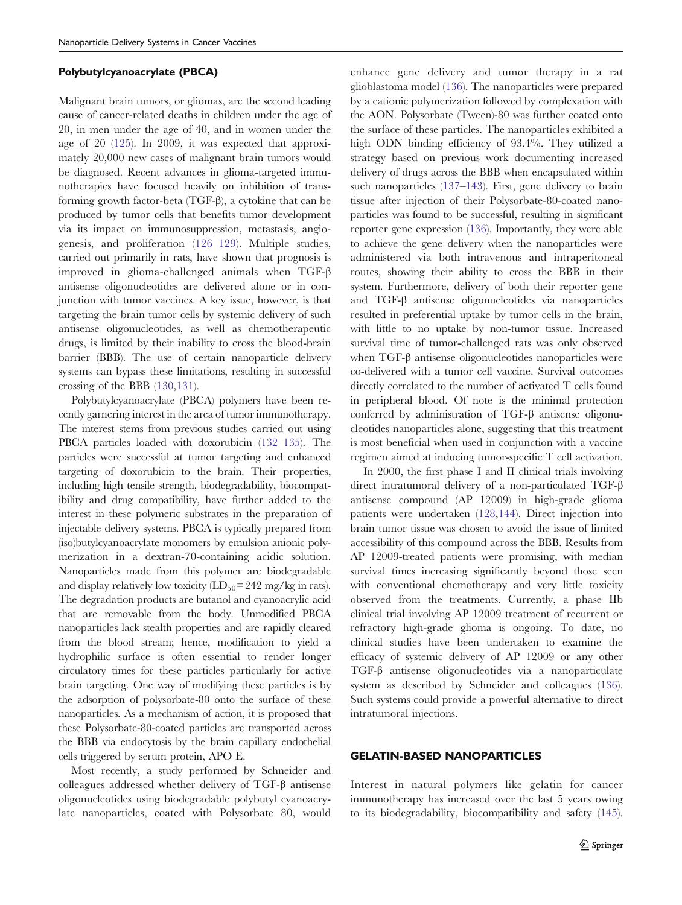### Polybutylcyanoacrylate (PBCA)

Malignant brain tumors, or gliomas, are the second leading cause of cancer-related deaths in children under the age of 20, in men under the age of 40, and in women under the age of 20 (125). In 2009, it was expected that approximately 20,000 new cases of malignant brain tumors would be diagnosed. Recent advances in glioma-targeted immunotherapies have focused heavily on inhibition of transforming growth factor-beta (TGF-β), a cytokine that can be produced by tumor cells that benefits tumor development via its impact on immunosuppression, metastasis, angiogenesis, and proliferation (126–129). Multiple studies, carried out primarily in rats, have shown that prognosis is improved in glioma-challenged animals when TGF-β antisense oligonucleotides are delivered alone or in conjunction with tumor vaccines. A key issue, however, is that targeting the brain tumor cells by systemic delivery of such antisense oligonucleotides, as well as chemotherapeutic drugs, is limited by their inability to cross the blood-brain barrier (BBB). The use of certain nanoparticle delivery systems can bypass these limitations, resulting in successful crossing of the BBB (130,131).

Polybutylcyanoacrylate (PBCA) polymers have been recently garnering interest in the area of tumor immunotherapy. The interest stems from previous studies carried out using PBCA particles loaded with doxorubicin (132–135). The particles were successful at tumor targeting and enhanced targeting of doxorubicin to the brain. Their properties, including high tensile strength, biodegradability, biocompatibility and drug compatibility, have further added to the interest in these polymeric substrates in the preparation of injectable delivery systems. PBCA is typically prepared from (iso)butylcyanoacrylate monomers by emulsion anionic polymerization in a dextran-70-containing acidic solution. Nanoparticles made from this polymer are biodegradable and display relatively low toxicity ($LD_{50}$=242 mg/kg in rats). The degradation products are butanol and cyanoacrylic acid that are removable from the body. Unmodified PBCA nanoparticles lack stealth properties and are rapidly cleared from the blood stream; hence, modification to yield a hydrophilic surface is often essential to render longer circulatory times for these particles particularly for active brain targeting. One way of modifying these particles is by the adsorption of polysorbate-80 onto the surface of these nanoparticles. As a mechanism of action, it is proposed that these Polysorbate-80-coated particles are transported across the BBB via endocytosis by the brain capillary endothelial cells triggered by serum protein, APO E.

Most recently, a study performed by Schneider and colleagues addressed whether delivery of TGF-β antisense oligonucleotides using biodegradable polybutyl cyanoacrylate nanoparticles, coated with Polysorbate 80, would enhance gene delivery and tumor therapy in a rat glioblastoma model (136). The nanoparticles were prepared by a cationic polymerization followed by complexation with the AON. Polysorbate (Tween)-80 was further coated onto the surface of these particles. The nanoparticles exhibited a high ODN binding efficiency of 93.4%. They utilized a strategy based on previous work documenting increased delivery of drugs across the BBB when encapsulated within such nanoparticles (137–143). First, gene delivery to brain tissue after injection of their Polysorbate-80-coated nanoparticles was found to be successful, resulting in significant reporter gene expression (136). Importantly, they were able to achieve the gene delivery when the nanoparticles were administered via both intravenous and intraperitoneal routes, showing their ability to cross the BBB in their system. Furthermore, delivery of both their reporter gene and TGF-β antisense oligonucleotides via nanoparticles resulted in preferential uptake by tumor cells in the brain, with little to no uptake by non-tumor tissue. Increased survival time of tumor-challenged rats was only observed when TGF-β antisense oligonucleotides nanoparticles were co-delivered with a tumor cell vaccine. Survival outcomes directly correlated to the number of activated T cells found in peripheral blood. Of note is the minimal protection conferred by administration of TGF-β antisense oligonucleotides nanoparticles alone, suggesting that this treatment is most beneficial when used in conjunction with a vaccine regimen aimed at inducing tumor-specific T cell activation.

In 2000, the first phase I and II clinical trials involving direct intratumoral delivery of a non-particulated TGF-β antisense compound (AP 12009) in high-grade glioma patients were undertaken (128,144). Direct injection into brain tumor tissue was chosen to avoid the issue of limited accessibility of this compound across the BBB. Results from AP 12009-treated patients were promising, with median survival times increasing significantly beyond those seen with conventional chemotherapy and very little toxicity observed from the treatments. Currently, a phase IIb clinical trial involving AP 12009 treatment of recurrent or refractory high-grade glioma is ongoing. To date, no clinical studies have been undertaken to examine the efficacy of systemic delivery of AP 12009 or any other TGF-β antisense oligonucleotides via a nanoparticulate system as described by Schneider and colleagues (136). Such systems could provide a powerful alternative to direct intratumoral injections.

## GELATIN-BASED NANOPARTICLES

Interest in natural polymers like gelatin for cancer immunotherapy has increased over the last 5 years owing to its biodegradability, biocompatibility and safety (145).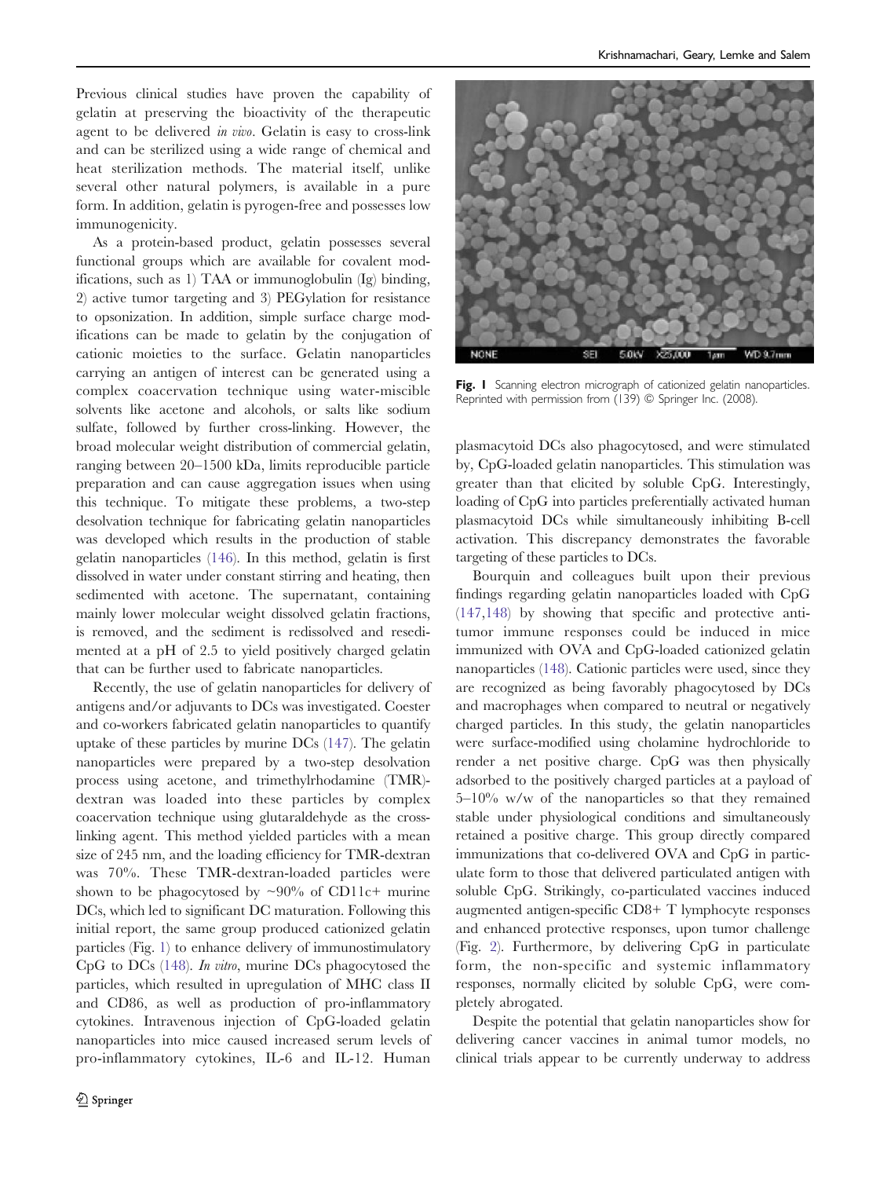Previous clinical studies have proven the capability of gelatin at preserving the bioactivity of the therapeutic agent to be delivered *in vivo*. Gelatin is easy to cross-link and can be sterilized using a wide range of chemical and heat sterilization methods. The material itself, unlike several other natural polymers, is available in a pure form. In addition, gelatin is pyrogen-free and possesses low immunogenicity.

As a protein-based product, gelatin possesses several functional groups which are available for covalent modifications, such as 1) TAA or immunoglobulin (Ig) binding, 2) active tumor targeting and 3) PEGylation for resistance to opsonization. In addition, simple surface charge modifications can be made to gelatin by the conjugation of cationic moieties to the surface. Gelatin nanoparticles carrying an antigen of interest can be generated using a complex coacervation technique using water-miscible solvents like acetone and alcohols, or salts like sodium sulfate, followed by further cross-linking. However, the broad molecular weight distribution of commercial gelatin, ranging between 20–1500 kDa, limits reproducible particle preparation and can cause aggregation issues when using this technique. To mitigate these problems, a two-step desolvation technique for fabricating gelatin nanoparticles was developed which results in the production of stable gelatin nanoparticles (146). In this method, gelatin is first dissolved in water under constant stirring and heating, then sedimented with acetone. The supernatant, containing mainly lower molecular weight dissolved gelatin fractions, is removed, and the sediment is redissolved and resedimented at a pH of 2.5 to yield positively charged gelatin that can be further used to fabricate nanoparticles.

Recently, the use of gelatin nanoparticles for delivery of antigens and/or adjuvants to DCs was investigated. Coester and co-workers fabricated gelatin nanoparticles to quantify uptake of these particles by murine DCs (147). The gelatin nanoparticles were prepared by a two-step desolvation process using acetone, and trimethylrhodamine (TMR)-dextran was loaded into these particles by complex coacervation technique using glutaraldehyde as the cross-linking agent. This method yielded particles with a mean size of 245 nm, and the loading efficiency for TMR-dextran was 70%. These TMR-dextran-loaded particles were shown to be phagocytosed by ~90% of CD11c+ murine DCs, which led to significant DC maturation. Following this initial report, the same group produced cationized gelatin particles (Fig. 1) to enhance delivery of immunostimulatory CpG to DCs (148). *In vitro*, murine DCs phagocytosed the particles, which resulted in upregulation of MHC class II and CD86, as well as production of pro-inflammatory cytokines. Intravenous injection of CpG-loaded gelatin nanoparticles into mice caused increased serum levels of pro-inflammatory cytokines, IL-6 and IL-12. Human plasmacytoid DCs also phagocytosed, and were stimulated by, CpG-loaded gelatin nanoparticles. This stimulation was greater than that elicited by soluble CpG. Interestingly, loading of CpG into particles preferentially activated human plasmacytoid DCs while simultaneously inhibiting B-cell activation. This discrepancy demonstrates the favorable targeting of these particles to DCs.

**Fig. 1** Scanning electron micrograph of cationized gelatin nanoparticles. Reprinted with permission from (139) © Springer Inc. (2008).

Bourquin and colleagues built upon their previous findings regarding gelatin nanoparticles loaded with CpG (147,148) by showing that specific and protective anti-tumor immune responses could be induced in mice immunized with OVA and CpG-loaded cationized gelatin nanoparticles (148). Cationic particles were used, since they are recognized as being favorably phagocytosed by DCs and macrophages when compared to neutral or negatively charged particles. In this study, the gelatin nanoparticles were surface-modified using cholamine hydrochloride to render a net positive charge. CpG was then physically adsorbed to the positively charged particles at a payload of 5–10% w/w of the nanoparticles so that they remained stable under physiological conditions and simultaneously retained a positive charge. This group directly compared immunizations that co-delivered OVA and CpG in particulate form to those that delivered particulated antigen with soluble CpG. Strikingly, co-particulated vaccines induced augmented antigen-specific CD8+ T lymphocyte responses and enhanced protective responses, upon tumor challenge (Fig. 2). Furthermore, by delivering CpG in particulate form, the non-specific and systemic inflammatory responses, normally elicited by soluble CpG, were completely abrogated.

Despite the potential that gelatin nanoparticles show for delivering cancer vaccines in animal tumor models, no clinical trials appear to be currently underway to address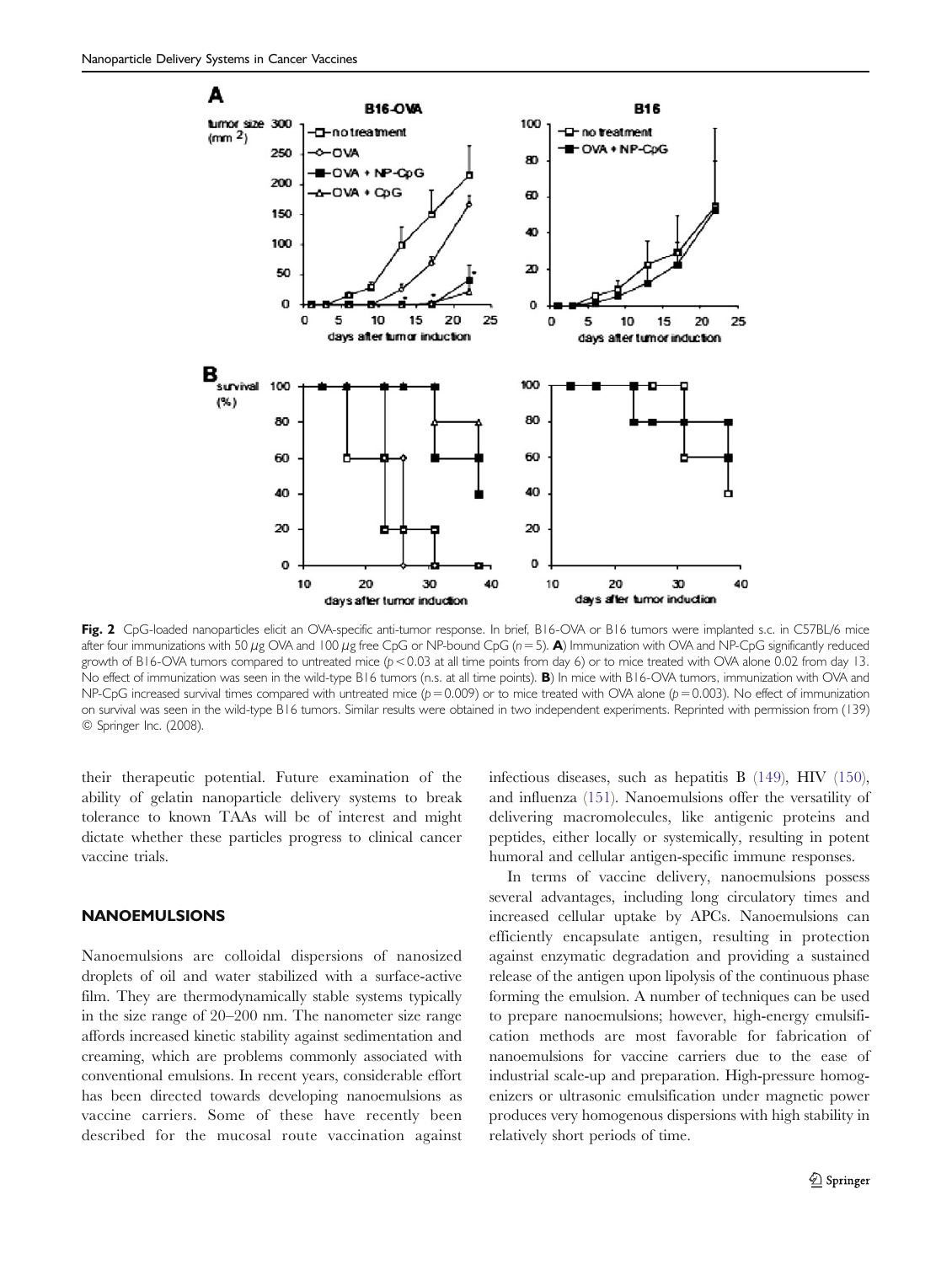Fig. 2 CpG-loaded nanoparticles elicit an OVA-specific anti-tumor response. In brief, B16-OVA or B16 tumors were implanted s.c. in C57BL/6 mice after four immunizations with 50 $\mu$g OVA and 100 $\mu$g free CpG or NP-bound CpG ($n = 5$). **A**) Immunization with OVA and NP-CpG significantly reduced growth of B16-OVA tumors compared to untreated mice ($p < 0.03$ at all time points from day 6) or to mice treated with OVA alone 0.02 from day 13. No effect of immunization was seen in the wild-type B16 tumors (n.s. at all time points). **B**) In mice with B16-OVA tumors, immunization with OVA and NP-CpG increased survival times compared with untreated mice ($p = 0.009$) or to mice treated with OVA alone ($p = 0.003$). No effect of immunization on survival was seen in the wild-type B16 tumors. Similar results were obtained in two independent experiments. Reprinted with permission from (139) © Springer Inc. (2008).

their therapeutic potential. Future examination of the ability of gelatin nanoparticle delivery systems to break tolerance to known TAAs will be of interest and might dictate whether these particles progress to clinical cancer vaccine trials.

## NANOEMULSIONS

Nanoemulsions are colloidal dispersions of nanosized droplets of oil and water stabilized with a surface-active film. They are thermodynamically stable systems typically in the size range of 20–200 nm. The nanometer size range affords increased kinetic stability against sedimentation and creaming, which are problems commonly associated with conventional emulsions. In recent years, considerable effort has been directed towards developing nanoemulsions as vaccine carriers. Some of these have recently been described for the mucosal route vaccination against infectious diseases, such as hepatitis B (149), HIV (150), and influenza (151). Nanoemulsions offer the versatility of delivering macromolecules, like antigenic proteins and peptides, either locally or systemically, resulting in potent humoral and cellular antigen-specific immune responses.

In terms of vaccine delivery, nanoemulsions possess several advantages, including long circulatory times and increased cellular uptake by APCs. Nanoemulsions can efficiently encapsulate antigen, resulting in protection against enzymatic degradation and providing a sustained release of the antigen upon lipolysis of the continuous phase forming the emulsion. A number of techniques can be used to prepare nanoemulsions; however, high-energy emulsification methods are most favorable for fabrication of nanoemulsions for vaccine carriers due to the ease of industrial scale-up and preparation. High-pressure homogenizers or ultrasonic emulsification under magnetic power produces very homogenous dispersions with high stability in relatively short periods of time.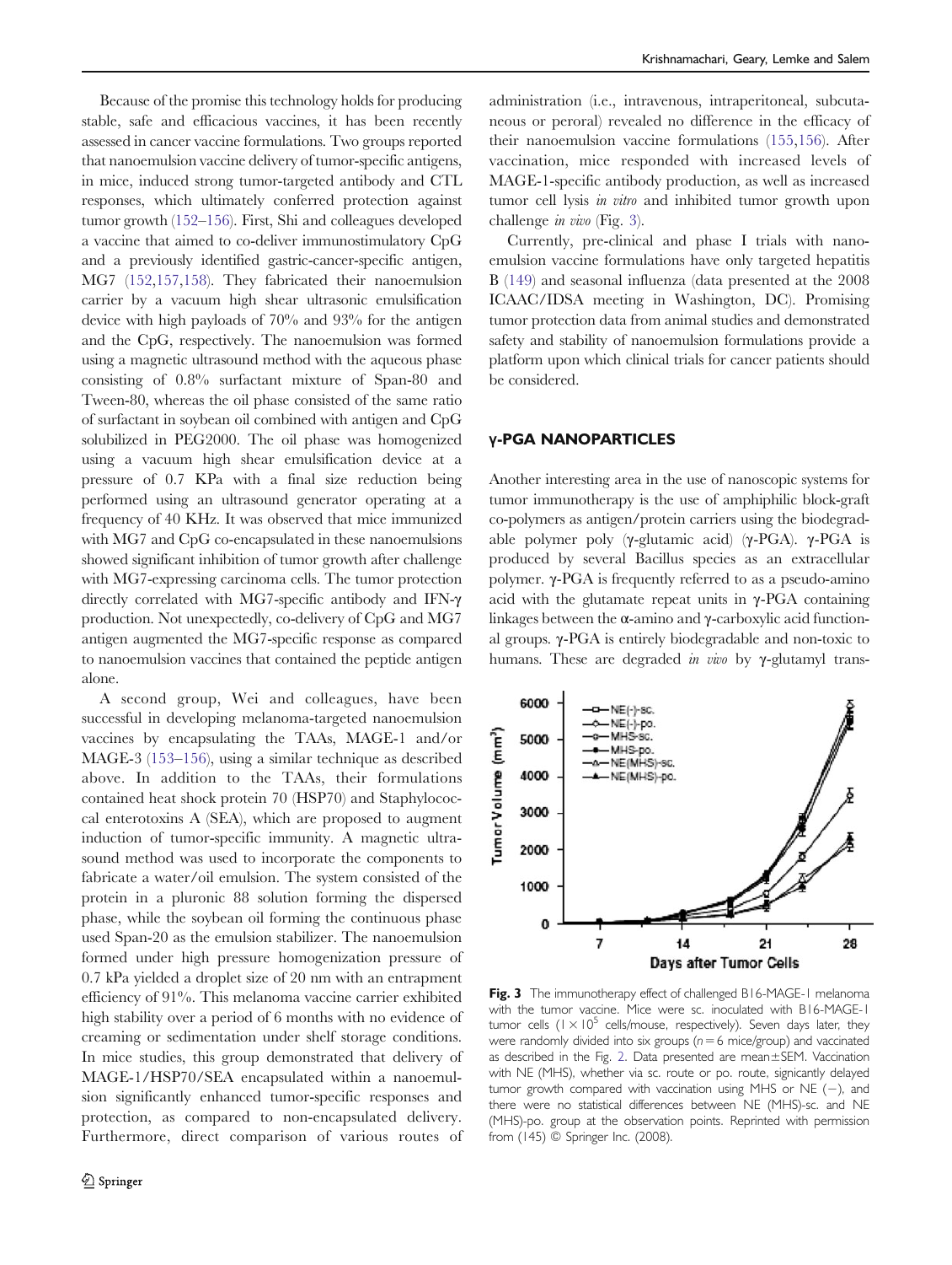Because of the promise this technology holds for producing stable, safe and efficacious vaccines, it has been recently assessed in cancer vaccine formulations. Two groups reported that nanoemulsion vaccine delivery of tumor-specific antigens, in mice, induced strong tumor-targeted antibody and CTL responses, which ultimately conferred protection against tumor growth (152–156). First, Shi and colleagues developed a vaccine that aimed to co-deliver immunostimulatory CpG and a previously identified gastric-cancer-specific antigen, MG7 (152,157,158). They fabricated their nanoemulsion carrier by a vacuum high shear ultrasonic emulsification device with high payloads of 70% and 93% for the antigen and the CpG, respectively. The nanoemulsion was formed using a magnetic ultrasound method with the aqueous phase consisting of 0.8% surfactant mixture of Span-80 and Tween-80, whereas the oil phase consisted of the same ratio of surfactant in soybean oil combined with antigen and CpG solubilized in PEG2000. The oil phase was homogenized using a vacuum high shear emulsification device at a pressure of 0.7 KPa with a final size reduction being performed using an ultrasound generator operating at a frequency of 40 KHz. It was observed that mice immunized with MG7 and CpG co-encapsulated in these nanoemulsions showed significant inhibition of tumor growth after challenge with MG7-expressing carcinoma cells. The tumor protection directly correlated with MG7-specific antibody and IFN-γ production. Not unexpectedly, co-delivery of CpG and MG7 antigen augmented the MG7-specific response as compared to nanoemulsion vaccines that contained the peptide antigen alone.

A second group, Wei and colleagues, have been successful in developing melanoma-targeted nanoemulsion vaccines by encapsulating the TAAs, MAGE-1 and/or MAGE-3 (153–156), using a similar technique as described above. In addition to the TAAs, their formulations contained heat shock protein 70 (HSP70) and Staphylococcal enterotoxins A (SEA), which are proposed to augment induction of tumor-specific immunity. A magnetic ultrasound method was used to incorporate the components to fabricate a water/oil emulsion. The system consisted of the protein in a pluronic 88 solution forming the dispersed phase, while the soybean oil forming the continuous phase used Span-20 as the emulsion stabilizer. The nanoemulsion formed under high pressure homogenization pressure of 0.7 kPa yielded a droplet size of 20 nm with an entrapment efficiency of 91%. This melanoma vaccine carrier exhibited high stability over a period of 6 months with no evidence of creaming or sedimentation under shelf storage conditions. In mice studies, this group demonstrated that delivery of MAGE-1/HSP70/SEA encapsulated within a nanoemulsion significantly enhanced tumor-specific responses and protection, as compared to non-encapsulated delivery. Furthermore, direct comparison of various routes of administration (i.e., intravenous, intraperitoneal, subcutaneous or peroral) revealed no difference in the efficacy of their nanoemulsion vaccine formulations (155,156). After vaccination, mice responded with increased levels of MAGE-1-specific antibody production, as well as increased tumor cell lysis *in vitro* and inhibited tumor growth upon challenge *in vivo* (Fig. 3).

Currently, pre-clinical and phase I trials with nanoemulsion vaccine formulations have only targeted hepatitis B (149) and seasonal influenza (data presented at the 2008 ICAAC/IDSA meeting in Washington, DC). Promising tumor protection data from animal studies and demonstrated safety and stability of nanoemulsion formulations provide a platform upon which clinical trials for cancer patients should be considered.

## γ-PGA NANOPARTICLES

Another interesting area in the use of nanoscopic systems for tumor immunotherapy is the use of amphiphilic block-graft co-polymers as antigen/protein carriers using the biodegradable polymer poly (γ-glutamic acid) (γ-PGA). γ-PGA is produced by several Bacillus species as an extracellular polymer. γ-PGA is frequently referred to as a pseudo-amino acid with the glutamate repeat units in γ-PGA containing linkages between the α-amino and γ-carboxylic acid functional groups. γ-PGA is entirely biodegradable and non-toxic to humans. These are degraded *in vivo* by γ-glutamyl trans-

**Fig. 3** The immunotherapy effect of challenged B16-MAGE-1 melanoma with the tumor vaccine. Mice were sc. inoculated with B16-MAGE-1 tumor cells ($1 \times 10^5$ cells/mouse, respectively). Seven days later, they were randomly divided into six groups ($n = 6$ mice/group) and vaccinated as described in the Fig. 2. Data presented are mean±SEM. Vaccination with NE (MHS), whether via sc. route or po. route, signicantly delayed tumor growth compared with vaccination using MHS or NE (−), and there were no statistical differences between NE (MHS)-sc. and NE (MHS)-po. group at the observation points. Reprinted with permission from (145) © Springer Inc. (2008).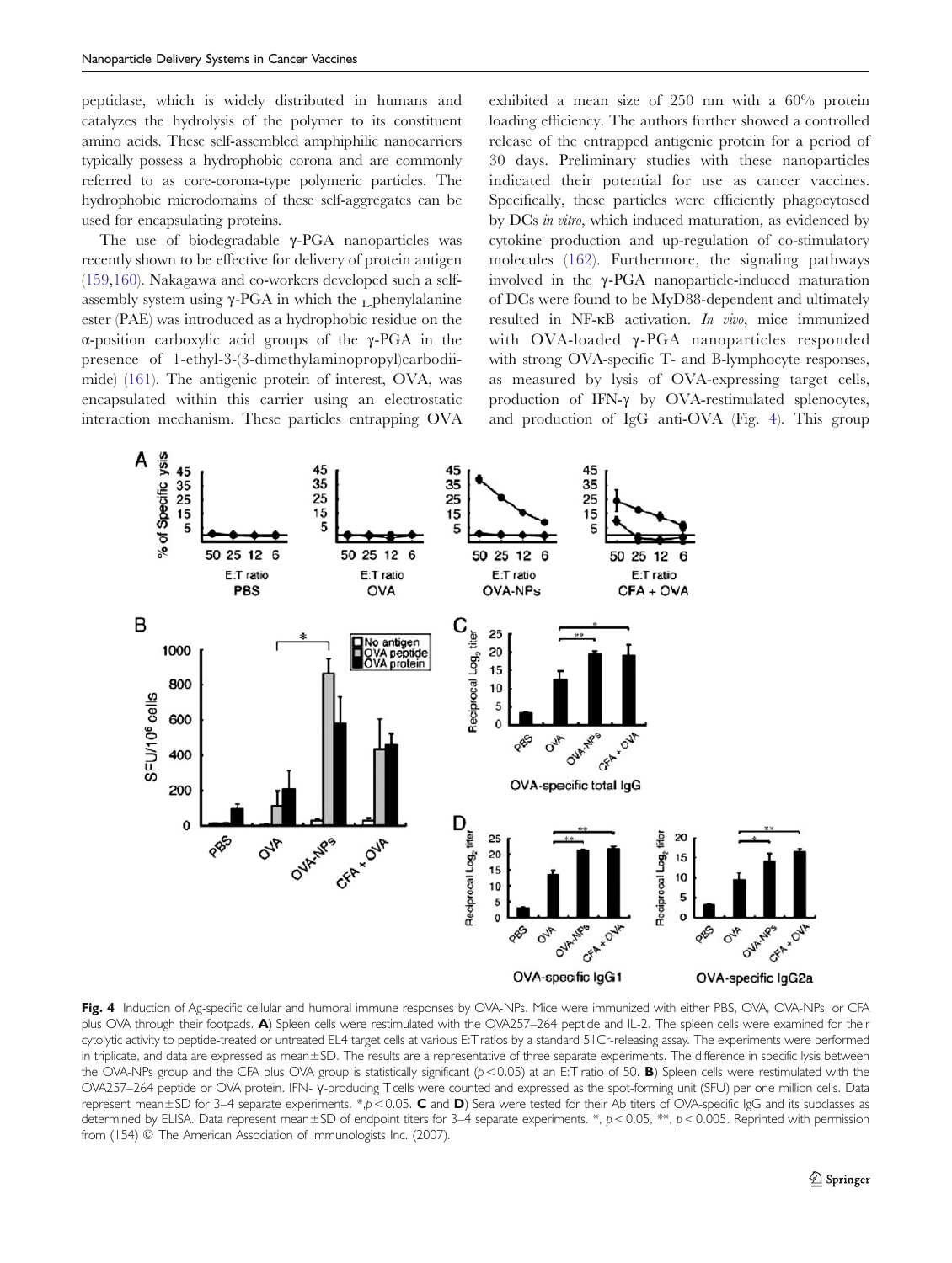peptidase, which is widely distributed in humans and catalyzes the hydrolysis of the polymer to its constituent amino acids. These self-assembled amphiphilic nanocarriers typically possess a hydrophobic corona and are commonly referred to as core-corona-type polymeric particles. The hydrophobic microdomains of these self-aggregates can be used for encapsulating proteins.

The use of biodegradable γ-PGA nanoparticles was recently shown to be effective for delivery of protein antigen (159,160). Nakagawa and co-workers developed such a self-assembly system using γ-PGA in which the $_L$-phenylalanine ester (PAE) was introduced as a hydrophobic residue on the α-position carboxylic acid groups of the γ-PGA in the presence of 1-ethyl-3-(3-dimethylaminopropyl)carbodiimide) (161). The antigenic protein of interest, OVA, was encapsulated within this carrier using an electrostatic interaction mechanism. These particles entrapping OVA exhibited a mean size of 250 nm with a 60% protein loading efficiency. The authors further showed a controlled release of the entrapped antigenic protein for a period of 30 days. Preliminary studies with these nanoparticles indicated their potential for use as cancer vaccines. Specifically, these particles were efficiently phagocytosed by DCs *in vitro*, which induced maturation, as evidenced by cytokine production and up-regulation of co-stimulatory molecules (162). Furthermore, the signaling pathways involved in the γ-PGA nanoparticle-induced maturation of DCs were found to be MyD88-dependent and ultimately resulted in NF-κB activation. *In vivo*, mice immunized with OVA-loaded γ-PGA nanoparticles responded with strong OVA-specific T- and B-lymphocyte responses, as measured by lysis of OVA-expressing target cells, production of IFN-γ by OVA-restimulated splenocytes, and production of IgG anti-OVA (Fig. 4). This group

**Fig. 4** Induction of Ag-specific cellular and humoral immune responses by OVA-NPs. Mice were immunized with either PBS, OVA, OVA-NPs, or CFA plus OVA through their footpads. **A**) Spleen cells were restimulated with the OVA257–264 peptide and IL-2. The spleen cells were examined for their cytolytic activity to peptide-treated or untreated EL4 target cells at various E:T ratios by a standard 51Cr-releasing assay. The experiments were performed in triplicate, and data are expressed as mean±SD. The results are a representative of three separate experiments. The difference in specific lysis between the OVA-NPs group and the CFA plus OVA group is statistically significant ($p<0.05$) at an E:T ratio of 50. **B**) Spleen cells were restimulated with the OVA257–264 peptide or OVA protein. IFN- γ-producing T cells were counted and expressed as the spot-forming unit (SFU) per one million cells. Data represent mean±SD for 3–4 separate experiments. *,$p<0.05$. **C** and **D**) Sera were tested for their Ab titers of OVA-specific IgG and its subclasses as determined by ELISA. Data represent mean±SD of endpoint titers for 3–4 separate experiments. *, $p<0.05$, **, $p<0.005$. Reprinted with permission from (154) © The American Association of Immunologists Inc. (2007).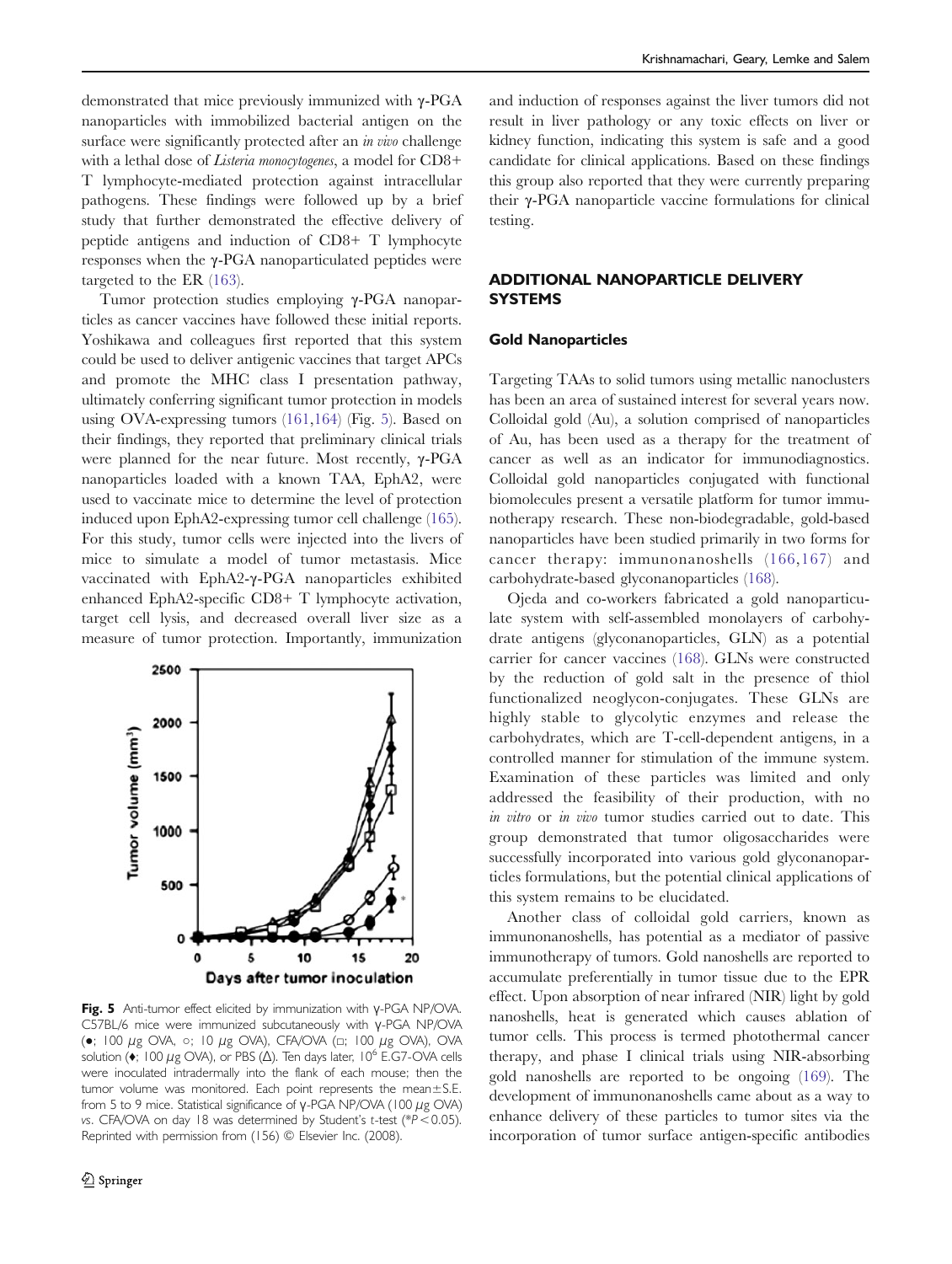demonstrated that mice previously immunized with γ-PGA nanoparticles with immobilized bacterial antigen on the surface were significantly protected after an *in vivo* challenge with a lethal dose of *Listeria monocytogenes*, a model for CD8+ T lymphocyte-mediated protection against intracellular pathogens. These findings were followed up by a brief study that further demonstrated the effective delivery of peptide antigens and induction of CD8+ T lymphocyte responses when the γ-PGA nanoparticulated peptides were targeted to the ER (163).

Tumor protection studies employing γ-PGA nanoparticles as cancer vaccines have followed these initial reports. Yoshikawa and colleagues first reported that this system could be used to deliver antigenic vaccines that target APCs and promote the MHC class I presentation pathway, ultimately conferring significant tumor protection in models using OVA-expressing tumors (161,164) (Fig. 5). Based on their findings, they reported that preliminary clinical trials were planned for the near future. Most recently, γ-PGA nanoparticles loaded with a known TAA, EphA2, were used to vaccinate mice to determine the level of protection induced upon EphA2-expressing tumor cell challenge (165). For this study, tumor cells were injected into the livers of mice to simulate a model of tumor metastasis. Mice vaccinated with EphA2-γ-PGA nanoparticles exhibited enhanced EphA2-specific CD8+ T lymphocyte activation, target cell lysis, and decreased overall liver size as a measure of tumor protection. Importantly, immunization and induction of responses against the liver tumors did not result in liver pathology or any toxic effects on liver or kidney function, indicating this system is safe and a good candidate for clinical applications. Based on these findings this group also reported that they were currently preparing their γ-PGA nanoparticle vaccine formulations for clinical testing.

**Fig. 5** Anti-tumor effect elicited by immunization with γ-PGA NP/OVA. C57BL/6 mice were immunized subcutaneously with γ-PGA NP/OVA (●; 100 μg OVA, ○; 10 μg OVA), CFA/OVA (□; 100 μg OVA), OVA solution (♦; 100 μg OVA), or PBS (Δ). Ten days later, $10^6$ E.G7-OVA cells were inoculated intradermally into the flank of each mouse; then the tumor volume was monitored. Each point represents the mean±S.E. from 5 to 9 mice. Statistical significance of γ-PGA NP/OVA (100 μg OVA) *vs*. CFA/OVA on day 18 was determined by Student's *t*-test (\*$P<0.05$). Reprinted with permission from (156) © Elsevier Inc. (2008).

## ADDITIONAL NANOPARTICLE DELIVERY SYSTEMS

### Gold Nanoparticles

Targeting TAAs to solid tumors using metallic nanoclusters has been an area of sustained interest for several years now. Colloidal gold (Au), a solution comprised of nanoparticles of Au, has been used as a therapy for the treatment of cancer as well as an indicator for immunodiagnostics. Colloidal gold nanoparticles conjugated with functional biomolecules present a versatile platform for tumor immunotherapy research. These non-biodegradable, gold-based nanoparticles have been studied primarily in two forms for cancer therapy: immunonanoshells (166,167) and carbohydrate-based glyconanoparticles (168).

Ojeda and co-workers fabricated a gold nanoparticulate system with self-assembled monolayers of carbohydrate antigens (glyconanoparticles, GLN) as a potential carrier for cancer vaccines (168). GLNs were constructed by the reduction of gold salt in the presence of thiol functionalized neoglycon-conjugates. These GLNs are highly stable to glycolytic enzymes and release the carbohydrates, which are T-cell-dependent antigens, in a controlled manner for stimulation of the immune system. Examination of these particles was limited and only addressed the feasibility of their production, with no *in vitro* or *in vivo* tumor studies carried out to date. This group demonstrated that tumor oligosaccharides were successfully incorporated into various gold glyconanoparticles formulations, but the potential clinical applications of this system remains to be elucidated.

Another class of colloidal gold carriers, known as immunonanoshells, has potential as a mediator of passive immunotherapy of tumors. Gold nanoshells are reported to accumulate preferentially in tumor tissue due to the EPR effect. Upon absorption of near infrared (NIR) light by gold nanoshells, heat is generated which causes ablation of tumor cells. This process is termed photothermal cancer therapy, and phase I clinical trials using NIR-absorbing gold nanoshells are reported to be ongoing (169). The development of immunonanoshells came about as a way to enhance delivery of these particles to tumor sites via the incorporation of tumor surface antigen-specific antibodies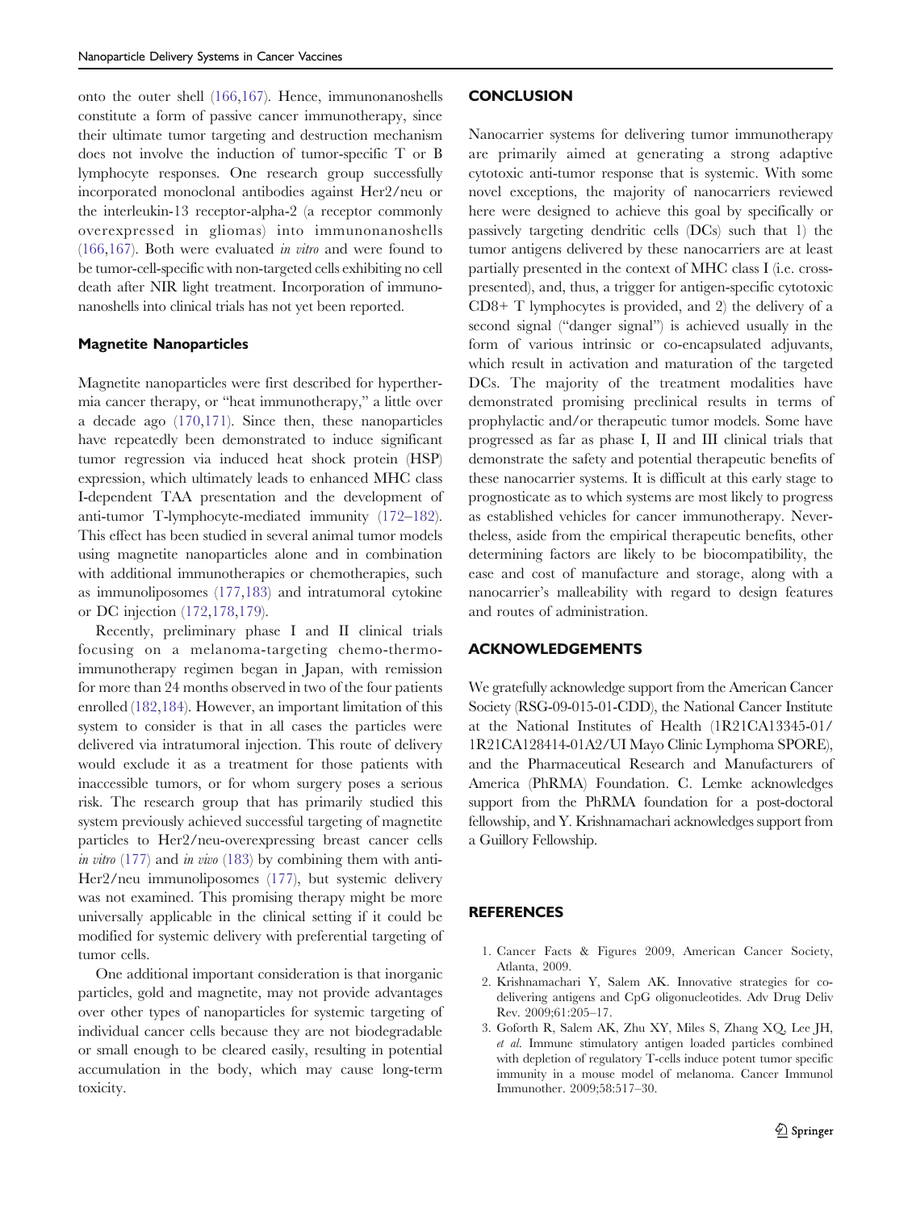onto the outer shell (166,167). Hence, immunonanoshells constitute a form of passive cancer immunotherapy, since their ultimate tumor targeting and destruction mechanism does not involve the induction of tumor-specific T or B lymphocyte responses. One research group successfully incorporated monoclonal antibodies against Her2/neu or the interleukin-13 receptor-alpha-2 (a receptor commonly overexpressed in gliomas) into immunonanoshells (166,167). Both were evaluated *in vitro* and were found to be tumor-cell-specific with non-targeted cells exhibiting no cell death after NIR light treatment. Incorporation of immunonanoshells into clinical trials has not yet been reported.

### Magnetite Nanoparticles

Magnetite nanoparticles were first described for hyperthermia cancer therapy, or "heat immunotherapy," a little over a decade ago (170,171). Since then, these nanoparticles have repeatedly been demonstrated to induce significant tumor regression via induced heat shock protein (HSP) expression, which ultimately leads to enhanced MHC class I-dependent TAA presentation and the development of anti-tumor T-lymphocyte-mediated immunity (172–182). This effect has been studied in several animal tumor models using magnetite nanoparticles alone and in combination with additional immunotherapies or chemotherapies, such as immunoliposomes (177,183) and intratumoral cytokine or DC injection (172,178,179).

Recently, preliminary phase I and II clinical trials focusing on a melanoma-targeting chemo-thermo-immunotherapy regimen began in Japan, with remission for more than 24 months observed in two of the four patients enrolled (182,184). However, an important limitation of this system to consider is that in all cases the particles were delivered via intratumoral injection. This route of delivery would exclude it as a treatment for those patients with inaccessible tumors, or for whom surgery poses a serious risk. The research group that has primarily studied this system previously achieved successful targeting of magnetite particles to Her2/neu-overexpressing breast cancer cells *in vitro* (177) and *in vivo* (183) by combining them with anti-Her2/neu immunoliposomes (177), but systemic delivery was not examined. This promising therapy might be more universally applicable in the clinical setting if it could be modified for systemic delivery with preferential targeting of tumor cells.

One additional important consideration is that inorganic particles, gold and magnetite, may not provide advantages over other types of nanoparticles for systemic targeting of individual cancer cells because they are not biodegradable or small enough to be cleared easily, resulting in potential accumulation in the body, which may cause long-term toxicity.

## CONCLUSION

Nanocarrier systems for delivering tumor immunotherapy are primarily aimed at generating a strong adaptive cytotoxic anti-tumor response that is systemic. With some novel exceptions, the majority of nanocarriers reviewed here were designed to achieve this goal by specifically or passively targeting dendritic cells (DCs) such that 1) the tumor antigens delivered by these nanocarriers are at least partially presented in the context of MHC class I (i.e. cross-presented), and, thus, a trigger for antigen-specific cytotoxic CD8+ T lymphocytes is provided, and 2) the delivery of a second signal ("danger signal") is achieved usually in the form of various intrinsic or co-encapsulated adjuvants, which result in activation and maturation of the targeted DCs. The majority of the treatment modalities have demonstrated promising preclinical results in terms of prophylactic and/or therapeutic tumor models. Some have progressed as far as phase I, II and III clinical trials that demonstrate the safety and potential therapeutic benefits of these nanocarrier systems. It is difficult at this early stage to prognosticate as to which systems are most likely to progress as established vehicles for cancer immunotherapy. Nevertheless, aside from the empirical therapeutic benefits, other determining factors are likely to be biocompatibility, the ease and cost of manufacture and storage, along with a nanocarrier's malleability with regard to design features and routes of administration.

## ACKNOWLEDGEMENTS

We gratefully acknowledge support from the American Cancer Society (RSG-09-015-01-CDD), the National Cancer Institute at the National Institutes of Health (1R21CA13345-01/1R21CA128414-01A2/UI Mayo Clinic Lymphoma SPORE), and the Pharmaceutical Research and Manufacturers of America (PhRMA) Foundation. C. Lemke acknowledges support from the PhRMA foundation for a post-doctoral fellowship, and Y. Krishnamachari acknowledges support from a Guillory Fellowship.

## REFERENCES

1. Cancer Facts & Figures 2009, American Cancer Society, Atlanta, 2009.
2. Krishnamachari Y, Salem AK. Innovative strategies for co-delivering antigens and CpG oligonucleotides. Adv Drug Deliv Rev. 2009;61:205–17.
3. Goforth R, Salem AK, Zhu XY, Miles S, Zhang XQ, Lee JH, *et al*. Immune stimulatory antigen loaded particles combined with depletion of regulatory T-cells induce potent tumor specific immunity in a mouse model of melanoma. Cancer Immunol Immunother. 2009;58:517–30.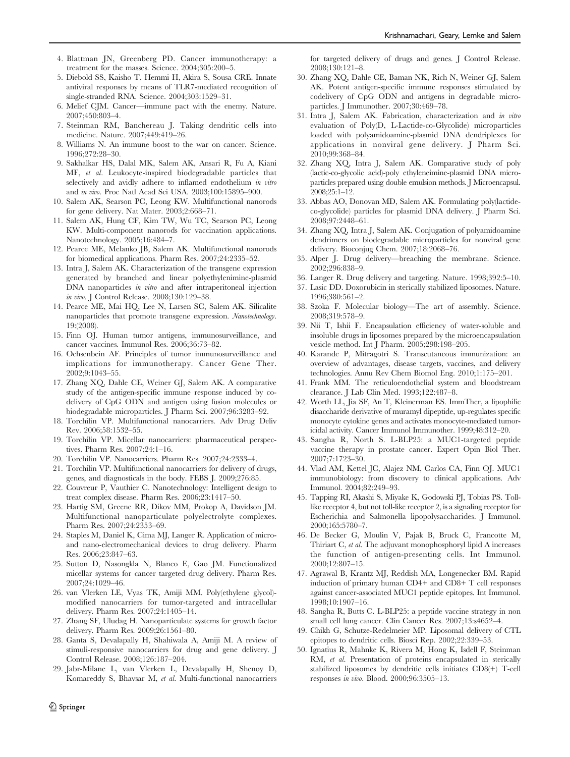4. Blattman JN, Greenberg PD. Cancer immunotherapy: a treatment for the masses. Science. 2004;305:200–5.
5. Diebold SS, Kaisho T, Hemmi H, Akira S, Sousa CRE. Innate antiviral responses by means of TLR7-mediated recognition of single-stranded RNA. Science. 2004;303:1529–31.
6. Melief CJM. Cancer—immune pact with the enemy. Nature. 2007;450:803–4.
7. Steinman RM, Banchereau J. Taking dendritic cells into medicine. Nature. 2007;449:419–26.
8. Williams N. An immune boost to the war on cancer. Science. 1996;272:28–30.
9. Sakhalkar HS, Dalal MK, Salem AK, Ansari R, Fu A, Kiani MF, *et al*. Leukocyte-inspired biodegradable particles that selectively and avidly adhere to inflamed endothelium *in vitro* and *in vivo*. Proc Natl Acad Sci USA. 2003;100:15895–900.
10. Salem AK, Searson PC, Leong KW. Multifunctional nanorods for gene delivery. Nat Mater. 2003;2:668–71.
11. Salem AK, Hung CF, Kim TW, Wu TC, Searson PC, Leong KW. Multi-component nanorods for vaccination applications. Nanotechnology. 2005;16:484–7.
12. Pearce ME, Melanko JB, Salem AK. Multifunctional nanorods for biomedical applications. Pharm Res. 2007;24:2335–52.
13. Intra J, Salem AK. Characterization of the transgene expression generated by branched and linear polyethylenimine-plasmid DNA nanoparticles *in vitro* and after intraperitoneal injection *in vivo*. J Control Release. 2008;130:129–38.
14. Pearce ME, Mai HQ, Lee N, Larsen SC, Salem AK. Silicalite nanoparticles that promote transgene expression. *Nanotechnology*. 19:(2008).
15. Finn OJ. Human tumor antigens, immunosurveillance, and cancer vaccines. Immunol Res. 2006;36:73–82.
16. Ochsenbein AF. Principles of tumor immunosurveillance and implications for immunotherapy. Cancer Gene Ther. 2002;9:1043–55.
17. Zhang XQ, Dahle CE, Weiner GJ, Salem AK. A comparative study of the antigen-specific immune response induced by co-delivery of CpG ODN and antigen using fusion molecules or biodegradable microparticles. J Pharm Sci. 2007;96:3283–92.
18. Torchilin VP. Multifunctional nanocarriers. Adv Drug Deliv Rev. 2006;58:1532–55.
19. Torchilin VP. Micellar nanocarriers: pharmaceutical perspectives. Pharm Res. 2007;24:1–16.
20. Torchilin VP. Nanocarriers. Pharm Res. 2007;24:2333–4.
21. Torchilin VP. Multifunctional nanocarriers for delivery of drugs, genes, and diagnosticals in the body. FEBS J. 2009;276:85.
22. Couvreur P, Vauthier C. Nanotechnology: Intelligent design to treat complex disease. Pharm Res. 2006;23:1417–50.
23. Hartig SM, Greene RR, Dikov MM, Prokop A, Davidson JM. Multifunctional nanoparticulate polyelectrolyte complexes. Pharm Res. 2007;24:2353–69.
24. Staples M, Daniel K, Cima MJ, Langer R. Application of micro- and nano-electromechanical devices to drug delivery. Pharm Res. 2006;23:847–63.
25. Sutton D, Nasongkla N, Blanco E, Gao JM. Functionalized micellar systems for cancer targeted drug delivery. Pharm Res. 2007;24:1029–46.
26. van Vlerken LE, Vyas TK, Amiji MM. Poly(ethylene glycol)-modified nanocarriers for tumor-targeted and intracellular delivery. Pharm Res. 2007;24:1405–14.
27. Zhang SF, Uludag H. Nanoparticulate systems for growth factor delivery. Pharm Res. 2009;26:1561–80.
28. Ganta S, Devalapally H, Shahiwala A, Amiji M. A review of stimuli-responsive nanocarriers for drug and gene delivery. J Control Release. 2008;126:187–204.
29. Jabr-Milane L, van Vlerken L, Devalapally H, Shenoy D, Komareddy S, Bhavsar M, *et al*. Multi-functional nanocarriers for targeted delivery of drugs and genes. J Control Release. 2008;130:121–8.
30. Zhang XQ, Dahle CE, Baman NK, Rich N, Weiner GJ, Salem AK. Potent antigen-specific immune responses stimulated by codelivery of CpG ODN and antigens in degradable microparticles. J Immunother. 2007;30:469–78.
31. Intra J, Salem AK. Fabrication, characterization and *in vitro* evaluation of Poly(D, L-Lactide-co-Glycolide) microparticles loaded with polyamidoamine-plasmid DNA dendriplexes for applications in nonviral gene delivery. J Pharm Sci. 2010;99:368–84.
32. Zhang XQ, Intra J, Salem AK. Comparative study of poly (lactic-co-glycolic acid)-poly ethyleneimine-plasmid DNA microparticles prepared using double emulsion methods. J Microencapsul. 2008;25:1–12.
33. Abbas AO, Donovan MD, Salem AK. Formulating poly(lactide-co-glycolide) particles for plasmid DNA delivery. J Pharm Sci. 2008;97:2448–61.
34. Zhang XQ, Intra J, Salem AK. Conjugation of polyamidoamine dendrimers on biodegradable microparticles for nonviral gene delivery. Bioconjug Chem. 2007;18:2068–76.
35. Alper J. Drug delivery—breaching the membrane. Science. 2002;296:838–9.
36. Langer R. Drug delivery and targeting. Nature. 1998;392:5–10.
37. Lasic DD. Doxorubicin in sterically stabilized liposomes. Nature. 1996;380:561–2.
38. Szoka F. Molecular biology—The art of assembly. Science. 2008;319:578–9.
39. Nii T, Ishii F. Encapsulation efficiency of water-soluble and insoluble drugs in liposomes prepared by the microencapsulation vesicle method. Int J Pharm. 2005;298:198–205.
40. Karande P, Mitragotri S. Transcutaneous immunization: an overview of advantages, disease targets, vaccines, and delivery technologies. Annu Rev Chem Biomol Eng. 2010;1:175–201.
41. Frank MM. The reticuloendothelial system and bloodstream clearance. J Lab Clin Med. 1993;122:487–8.
42. Worth LL, Jia SF, An T, Kleinerman ES. ImmTher, a lipophilic disaccharide derivative of muramyl dipeptide, up-regulates specific monocyte cytokine genes and activates monocyte-mediated tumoricidal activity. Cancer Immunol Immunother. 1999;48:312–20.
43. Sangha R, North S. L-BLP25: a MUC1-targeted peptide vaccine therapy in prostate cancer. Expert Opin Biol Ther. 2007;7:1723–30.
44. Vlad AM, Kettel JC, Alajez NM, Carlos CA, Finn OJ. MUC1 immunobiology: from discovery to clinical applications. Adv Immunol. 2004;82:249–93.
45. Tapping RI, Akashi S, Miyake K, Godowski PJ, Tobias PS. Toll-like receptor 4, but not toll-like receptor 2, is a signaling receptor for Escherichia and Salmonella lipopolysaccharides. J Immunol. 2000;165:5780–7.
46. De Becker G, Moulin V, Pajak B, Bruck C, Francotte M, Thiriart C, *et al*. The adjuvant monophosphoryl lipid A increases the function of antigen-presenting cells. Int Immunol. 2000;12:807–15.
47. Agrawal B, Krantz MJ, Reddish MA, Longenecker BM. Rapid induction of primary human CD4+ and CD8+ T cell responses against cancer-associated MUC1 peptide epitopes. Int Immunol. 1998;10:1907–16.
48. Sangha R, Butts C. L-BLP25: a peptide vaccine strategy in non small cell lung cancer. Clin Cancer Res. 2007;13:s4652–4.
49. Chikh G, Schutze-Redelmeier MP. Liposomal delivery of CTL epitopes to dendritic cells. Biosci Rep. 2002;22:339–53.
50. Ignatius R, Mahnke K, Rivera M, Hong K, Isdell F, Steinman RM, *et al*. Presentation of proteins encapsulated in sterically stabilized liposomes by dendritic cells initiates CD8(+) T-cell responses *in vivo*. Blood. 2000;96:3505–13.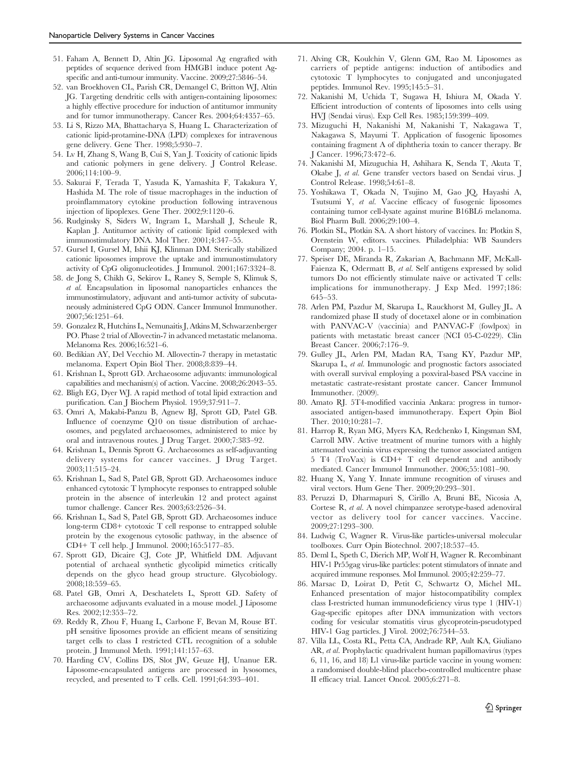51. Faham A, Bennett D, Altin JG. Liposomal Ag engrafted with peptides of sequence derived from HMGB1 induce potent Ag-specific and anti-tumour immunity. Vaccine. 2009;27:5846–54.
52. van Broekhoven CL, Parish CR, Demangel C, Britton WJ, Altin JG. Targeting dendritic cells with antigen-containing liposomes: a highly effective procedure for induction of antitumor immunity and for tumor immunotherapy. Cancer Res. 2004;64:4357–65.
53. Li S, Rizzo MA, Bhattacharya S, Huang L. Characterization of cationic lipid-protamine-DNA (LPD) complexes for intravenous gene delivery. Gene Ther. 1998;5:930–7.
54. Lv H, Zhang S, Wang B, Cui S, Yan J. Toxicity of cationic lipids and cationic polymers in gene delivery. J Control Release. 2006;114:100–9.
55. Sakurai F, Terada T, Yasuda K, Yamashita F, Takakura Y, Hashida M. The role of tissue macrophages in the induction of proinflammatory cytokine production following intravenous injection of lipoplexes. Gene Ther. 2002;9:1120–6.
56. Rudginsky S, Siders W, Ingram L, Marshall J, Scheule R, Kaplan J. Antitumor activity of cationic lipid complexed with immunostimulatory DNA. Mol Ther. 2001;4:347–55.
57. Gursel I, Gursel M, Ishii KJ, Klinman DM. Sterically stabilized cationic liposomes improve the uptake and immunostimulatory activity of CpG oligonucleotides. J Immunol. 2001;167:3324–8.
58. de Jong S, Chikh G, Sekirov L, Raney S, Semple S, Klimuk S, *et al.* Encapsulation in liposomal nanoparticles enhances the immunostimulatory, adjuvant and anti-tumor activity of subcutaneously administered CpG ODN. Cancer Immunol Immunother. 2007;56:1251–64.
59. Gonzalez R, Hutchins L, Nemunaitis J, Atkins M, Schwarzenberger PO. Phase 2 trial of Allovectin-7 in advanced metastatic melanoma. Melanoma Res. 2006;16:521–6.
60. Bedikian AY, Del Vecchio M. Allovectin-7 therapy in metastatic melanoma. Expert Opin Biol Ther. 2008;8:839–44.
61. Krishnan L, Sprott GD. Archaeosome adjuvants: immunological capabilities and mechanism(s) of action. Vaccine. 2008;26:2043–55.
62. Bligh EG, Dyer WJ. A rapid method of total lipid extraction and purification. Can J Biochem Physiol. 1959;37:911–7.
63. Omri A, Makabi-Panzu B, Agnew BJ, Sprott GD, Patel GB. Influence of coenzyme Q10 on tissue distribution of archaeosomes, and pegylated archaeosomes, administered to mice by oral and intravenous routes. J Drug Target. 2000;7:383–92.
64. Krishnan L, Dennis Sprott G. Archaeosomes as self-adjuvanting delivery systems for cancer vaccines. J Drug Target. 2003;11:515–24.
65. Krishnan L, Sad S, Patel GB, Sprott GD. Archaeosomes induce enhanced cytotoxic T lymphocyte responses to entrapped soluble protein in the absence of interleukin 12 and protect against tumor challenge. Cancer Res. 2003;63:2526–34.
66. Krishnan L, Sad S, Patel GB, Sprott GD. Archaeosomes induce long-term CD8+ cytotoxic T cell response to entrapped soluble protein by the exogenous cytosolic pathway, in the absence of CD4+ T cell help. J Immunol. 2000;165:5177–85.
67. Sprott GD, Dicaire CJ, Cote JP, Whitfield DM. Adjuvant potential of archaeal synthetic glycolipid mimetics critically depends on the glyco head group structure. Glycobiology. 2008;18:559–65.
68. Patel GB, Omri A, Deschatelets L, Sprott GD. Safety of archaeosome adjuvants evaluated in a mouse model. J Liposome Res. 2002;12:353–72.
69. Reddy R, Zhou F, Huang L, Carbone F, Bevan M, Rouse BT. pH sensitive liposomes provide an efficient means of sensitizing target cells to class I restricted CTL recognition of a soluble protein. J Immunol Meth. 1991;141:157–63.
70. Harding CV, Collins DS, Slot JW, Geuze HJ, Unanue ER. Liposome-encapsulated antigens are processed in lysosomes, recycled, and presented to T cells. Cell. 1991;64:393–401.
71. Alving CR, Koulchin V, Glenn GM, Rao M. Liposomes as carriers of peptide antigens: induction of antibodies and cytotoxic T lymphocytes to conjugated and unconjugated peptides. Immunol Rev. 1995;145:5–31.
72. Nakanishi M, Uchida T, Sugawa H, Ishiura M, Okada Y. Efficient introduction of contents of liposomes into cells using HVJ (Sendai virus). Exp Cell Res. 1985;159:399–409.
73. Mizuguchi H, Nakanishi M, Nakanishi T, Nakagawa T, Nakagawa S, Mayumi T. Application of fusogenic liposomes containing fragment A of diphtheria toxin to cancer therapy. Br J Cancer. 1996;73:472–6.
74. Nakanishi M, Mizuguchia H, Ashihara K, Senda T, Akuta T, Okabe J, *et al.* Gene transfer vectors based on Sendai virus. J Control Release. 1998;54:61–8.
75. Yoshikawa T, Okada N, Tsujino M, Gao JQ, Hayashi A, Tsutsumi Y, *et al.* Vaccine efficacy of fusogenic liposomes containing tumor cell-lysate against murine B16BL6 melanoma. Biol Pharm Bull. 2006;29:100–4.
76. Plotkin SL, Plotkin SA. A short history of vaccines. In: Plotkin S, Orenstein W, editors. vaccines. Philadelphia: WB Saunders Company; 2004. p. 1–15.
77. Speiser DE, Miranda R, Zakarian A, Bachmann MF, McKall-Faienza K, Odermatt B, *et al.* Self antigens expressed by solid tumors Do not efficiently stimulate naive or activated T cells: implications for immunotherapy. J Exp Med. 1997;186: 645–53.
78. Arlen PM, Pazdur M, Skarupa L, Rauckhorst M, Gulley JL. A randomized phase II study of docetaxel alone or in combination with PANVAC-V (vaccinia) and PANVAC-F (fowlpox) in patients with metastatic breast cancer (NCI 05-C-0229). Clin Breast Cancer. 2006;7:176–9.
79. Gulley JL, Arlen PM, Madan RA, Tsang KY, Pazdur MP, Skarupa L, *et al.* Immunologic and prognostic factors associated with overall survival employing a poxviral-based PSA vaccine in metastatic castrate-resistant prostate cancer. Cancer Immunol Immunother. (2009).
80. Amato RJ. 5T4-modified vaccinia Ankara: progress in tumor-associated antigen-based immunotherapy. Expert Opin Biol Ther. 2010;10:281–7.
81. Harrop R, Ryan MG, Myers KA, Redchenko I, Kingsman SM, Carroll MW. Active treatment of murine tumors with a highly attenuated vaccinia virus expressing the tumor associated antigen 5 T4 (TroVax) is CD4+ T cell dependent and antibody mediated. Cancer Immunol Immunother. 2006;55:1081–90.
82. Huang X, Yang Y. Innate immune recognition of viruses and viral vectors. Hum Gene Ther. 2009;20:293–301.
83. Peruzzi D, Dharmapuri S, Cirillo A, Bruni BE, Nicosia A, Cortese R, *et al.* A novel chimpanzee serotype-based adenoviral vector as delivery tool for cancer vaccines. Vaccine. 2009;27:1293–300.
84. Ludwig C, Wagner R. Virus-like particles-universal molecular toolboxes. Curr Opin Biotechnol. 2007;18:537–45.
85. Deml L, Speth C, Dierich MP, Wolf H, Wagner R. Recombinant HIV-1 Pr55gag virus-like particles: potent stimulators of innate and acquired immune responses. Mol Immunol. 2005;42:259–77.
86. Marsac D, Loirat D, Petit C, Schwartz O, Michel ML. Enhanced presentation of major histocompatibility complex class I-restricted human immunodeficiency virus type 1 (HIV-1) Gag-specific epitopes after DNA immunization with vectors coding for vesicular stomatitis virus glycoprotein-pseudotyped HIV-1 Gag particles. J Virol. 2002;76:7544–53.
87. Villa LL, Costa RL, Petta CA, Andrade RP, Ault KA, Giuliano AR, *et al.* Prophylactic quadrivalent human papillomavirus (types 6, 11, 16, and 18) L1 virus-like particle vaccine in young women: a randomised double-blind placebo-controlled multicentre phase II efficacy trial. Lancet Oncol. 2005;6:271–8.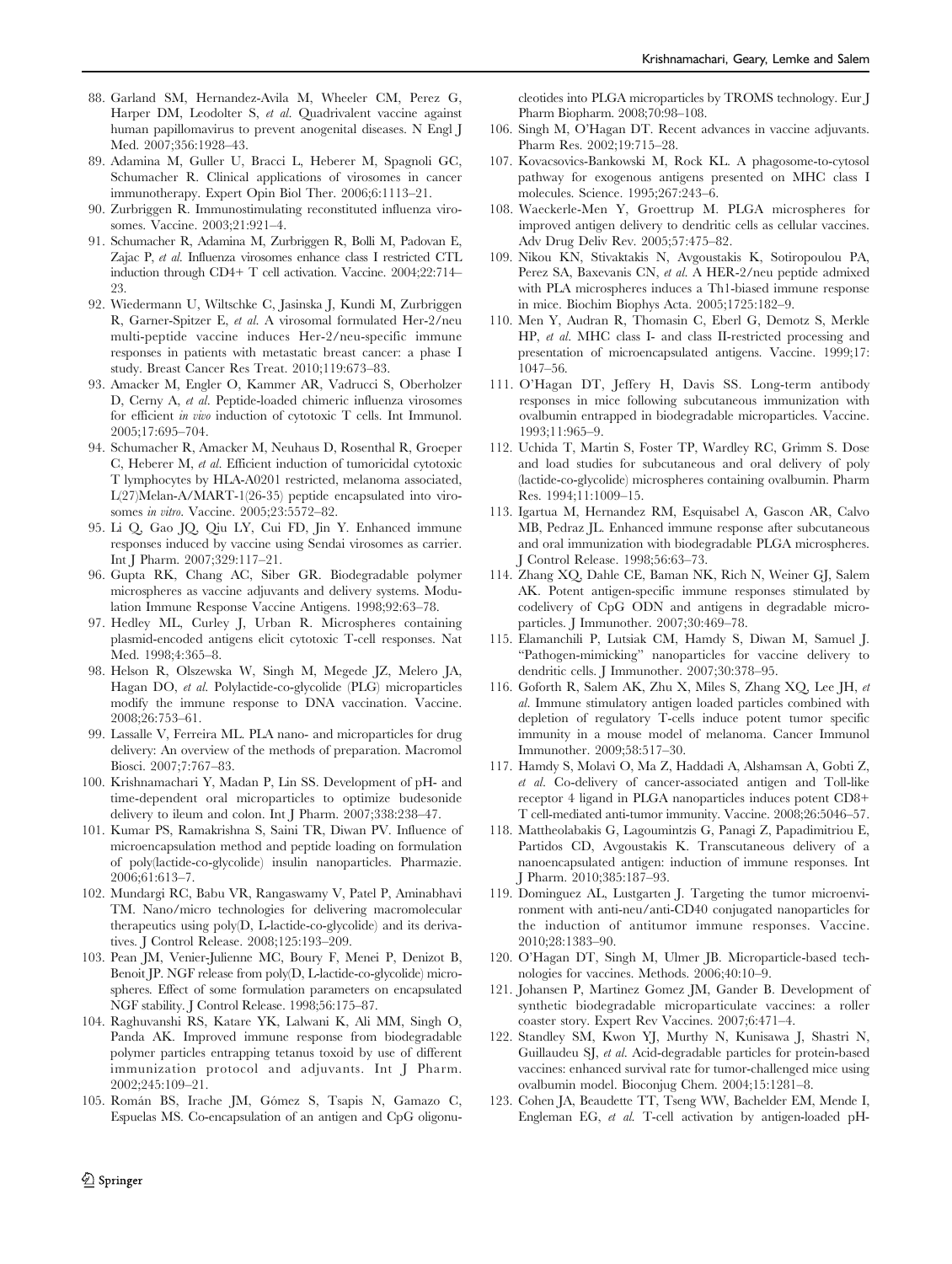88. Garland SM, Hernandez-Avila M, Wheeler CM, Perez G, Harper DM, Leodolter S, *et al.* Quadrivalent vaccine against human papillomavirus to prevent anogenital diseases. N Engl J Med. 2007;356:1928–43.
89. Adamina M, Guller U, Bracci L, Heberer M, Spagnoli GC, Schumacher R. Clinical applications of virosomes in cancer immunotherapy. Expert Opin Biol Ther. 2006;6:1113–21.
90. Zurbriggen R. Immunostimulating reconstituted influenza virosomes. Vaccine. 2003;21:921–4.
91. Schumacher R, Adamina M, Zurbriggen R, Bolli M, Padovan E, Zajac P, *et al.* Influenza virosomes enhance class I restricted CTL induction through CD4+ T cell activation. Vaccine. 2004;22:714–23.
92. Wiedermann U, Wiltschke C, Jasinska J, Kundi M, Zurbriggen R, Garner-Spitzer E, *et al.* A virosomal formulated Her-2/neu multi-peptide vaccine induces Her-2/neu-specific immune responses in patients with metastatic breast cancer: a phase I study. Breast Cancer Res Treat. 2010;119:673–83.
93. Amacker M, Engler O, Kammer AR, Vadrucci S, Oberholzer D, Cerny A, *et al.* Peptide-loaded chimeric influenza virosomes for efficient *in vivo* induction of cytotoxic T cells. Int Immunol. 2005;17:695–704.
94. Schumacher R, Amacker M, Neuhaus D, Rosenthal R, Groeper C, Heberer M, *et al.* Efficient induction of tumoricidal cytotoxic T lymphocytes by HLA-A0201 restricted, melanoma associated, L(27)Melan-A/MART-1(26-35) peptide encapsulated into virosomes *in vitro*. Vaccine. 2005;23:5572–82.
95. Li Q, Gao JQ, Qiu LY, Cui FD, Jin Y. Enhanced immune responses induced by vaccine using Sendai virosomes as carrier. Int J Pharm. 2007;329:117–21.
96. Gupta RK, Chang AC, Siber GR. Biodegradable polymer microspheres as vaccine adjuvants and delivery systems. Modulation Immune Response Vaccine Antigens. 1998;92:63–78.
97. Hedley ML, Curley J, Urban R. Microspheres containing plasmid-encoded antigens elicit cytotoxic T-cell responses. Nat Med. 1998;4:365–8.
98. Helson R, Olszewska W, Singh M, Megede JZ, Melero JA, Hagan DO, *et al.* Polylactide-co-glycolide (PLG) microparticles modify the immune response to DNA vaccination. Vaccine. 2008;26:753–61.
99. Lassalle V, Ferreira ML. PLA nano- and microparticles for drug delivery: An overview of the methods of preparation. Macromol Biosci. 2007;7:767–83.
100. Krishnamachari Y, Madan P, Lin SS. Development of pH- and time-dependent oral microparticles to optimize budesonide delivery to ileum and colon. Int J Pharm. 2007;338:238–47.
101. Kumar PS, Ramakrishna S, Saini TR, Diwan PV. Influence of microencapsulation method and peptide loading on formulation of poly(lactide-co-glycolide) insulin nanoparticles. Pharmazie. 2006;61:613–7.
102. Mundargi RC, Babu VR, Rangaswamy V, Patel P, Aminabhavi TM. Nano/micro technologies for delivering macromolecular therapeutics using poly(D, L-lactide-co-glycolide) and its derivatives. J Control Release. 2008;125:193–209.
103. Pean JM, Venier-Julienne MC, Boury F, Menei P, Denizot B, Benoit JP. NGF release from poly(D, L-lactide-co-glycolide) microspheres. Effect of some formulation parameters on encapsulated NGF stability. J Control Release. 1998;56:175–87.
104. Raghuvanshi RS, Katare YK, Lalwani K, Ali MM, Singh O, Panda AK. Improved immune response from biodegradable polymer particles entrapping tetanus toxoid by use of different immunization protocol and adjuvants. Int J Pharm. 2002;245:109–21.
105. Román BS, Irache JM, Gómez S, Tsapis N, Gamazo C, Espuelas MS. Co-encapsulation of an antigen and CpG oligonucleotides into PLGA microparticles by TROMS technology. Eur J Pharm Biopharm. 2008;70:98–108.
106. Singh M, O'Hagan DT. Recent advances in vaccine adjuvants. Pharm Res. 2002;19:715–28.
107. Kovacsovics-Bankowski M, Rock KL. A phagosome-to-cytosol pathway for exogenous antigens presented on MHC class I molecules. Science. 1995;267:243–6.
108. Waeckerle-Men Y, Groettrup M. PLGA microspheres for improved antigen delivery to dendritic cells as cellular vaccines. Adv Drug Deliv Rev. 2005;57:475–82.
109. Nikou KN, Stivaktakis N, Avgoustakis K, Sotiropoulou PA, Perez SA, Baxevanis CN, *et al.* A HER-2/neu peptide admixed with PLA microspheres induces a Th1-biased immune response in mice. Biochim Biophys Acta. 2005;1725:182–9.
110. Men Y, Audran R, Thomasin C, Eberl G, Demotz S, Merkle HP, *et al.* MHC class I- and class II-restricted processing and presentation of microencapsulated antigens. Vaccine. 1999;17:1047–56.
111. O'Hagan DT, Jeffery H, Davis SS. Long-term antibody responses in mice following subcutaneous immunization with ovalbumin entrapped in biodegradable microparticles. Vaccine. 1993;11:965–9.
112. Uchida T, Martin S, Foster TP, Wardley RC, Grimm S. Dose and load studies for subcutaneous and oral delivery of poly (lactide-co-glycolide) microspheres containing ovalbumin. Pharm Res. 1994;11:1009–15.
113. Igartua M, Hernandez RM, Esquisabel A, Gascon AR, Calvo MB, Pedraz JL. Enhanced immune response after subcutaneous and oral immunization with biodegradable PLGA microspheres. J Control Release. 1998;56:63–73.
114. Zhang XQ, Dahle CE, Baman NK, Rich N, Weiner GJ, Salem AK. Potent antigen-specific immune responses stimulated by codelivery of CpG ODN and antigens in degradable microparticles. J Immunother. 2007;30:469–78.
115. Elamanchili P, Lutsiak CM, Hamdy S, Diwan M, Samuel J. "Pathogen-mimicking" nanoparticles for vaccine delivery to dendritic cells. J Immunother. 2007;30:378–95.
116. Goforth R, Salem AK, Zhu X, Miles S, Zhang XQ, Lee JH, *et al.* Immune stimulatory antigen loaded particles combined with depletion of regulatory T-cells induce potent tumor specific immunity in a mouse model of melanoma. Cancer Immunol Immunother. 2009;58:517–30.
117. Hamdy S, Molavi O, Ma Z, Haddadi A, Alshamsan A, Gobti Z, *et al.* Co-delivery of cancer-associated antigen and Toll-like receptor 4 ligand in PLGA nanoparticles induces potent CD8+ T cell-mediated anti-tumor immunity. Vaccine. 2008;26:5046–57.
118. Mattheolabakis G, Lagoumintzis G, Panagi Z, Papadimitriou E, Partidos CD, Avgoustakis K. Transcutaneous delivery of a nanoencapsulated antigen: induction of immune responses. Int J Pharm. 2010;385:187–93.
119. Dominguez AL, Lustgarten J. Targeting the tumor microenvironment with anti-neu/anti-CD40 conjugated nanoparticles for the induction of antitumor immune responses. Vaccine. 2010;28:1383–90.
120. O'Hagan DT, Singh M, Ulmer JB. Microparticle-based technologies for vaccines. Methods. 2006;40:10–9.
121. Johansen P, Martinez Gomez JM, Gander B. Development of synthetic biodegradable microparticulate vaccines: a roller coaster story. Expert Rev Vaccines. 2007;6:471–4.
122. Standley SM, Kwon YJ, Murthy N, Kunisawa J, Shastri N, Guillaudeu SJ, *et al.* Acid-degradable particles for protein-based vaccines: enhanced survival rate for tumor-challenged mice using ovalbumin model. Bioconjug Chem. 2004;15:1281–8.
123. Cohen JA, Beaudette TT, Tseng WW, Bachelder EM, Mende I, Engleman EG, *et al.* T-cell activation by antigen-loaded pH-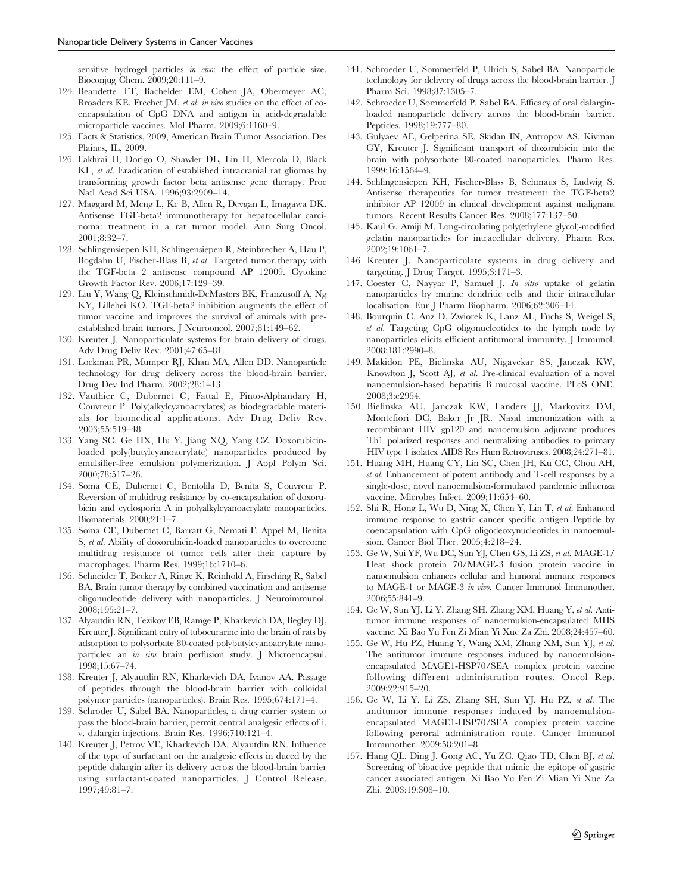sensitive hydrogel particles *in vivo*: the effect of particle size. Bioconjug Chem. 2009;20:111–9.

124. Beaudette TT, Bachelder EM, Cohen JA, Obermeyer AC, Broaders KE, Frechet JM, *et al*. *in vivo* studies on the effect of co-encapsulation of CpG DNA and antigen in acid-degradable microparticle vaccines. Mol Pharm. 2009;6:1160–9.
125. Facts & Statistics, 2009, American Brain Tumor Association, Des Plaines, IL, 2009.
126. Fakhrai H, Dorigo O, Shawler DL, Lin H, Mercola D, Black KL, *et al*. Eradication of established intracranial rat gliomas by transforming growth factor beta antisense gene therapy. Proc Natl Acad Sci USA. 1996;93:2909–14.
127. Maggard M, Meng L, Ke B, Allen R, Devgan L, Imagawa DK. Antisense TGF-beta2 immunotherapy for hepatocellular carcinoma: treatment in a rat tumor model. Ann Surg Oncol. 2001;8:32–7.
128. Schlingensiepen KH, Schlingensiepen R, Steinbrecher A, Hau P, Bogdahn U, Fischer-Blass B, *et al*. Targeted tumor therapy with the TGF-beta 2 antisense compound AP 12009. Cytokine Growth Factor Rev. 2006;17:129–39.
129. Liu Y, Wang Q, Kleinschmidt-DeMasters BK, Franzusoff A, Ng KY, Lillehei KO. TGF-beta2 inhibition augments the effect of tumor vaccine and improves the survival of animals with pre-established brain tumors. J Neurooncol. 2007;81:149–62.
130. Kreuter J. Nanoparticulate systems for brain delivery of drugs. Adv Drug Deliv Rev. 2001;47:65–81.
131. Lockman PR, Mumper RJ, Khan MA, Allen DD. Nanoparticle technology for drug delivery across the blood-brain barrier. Drug Dev Ind Pharm. 2002;28:1–13.
132. Vauthier C, Dubernet C, Fattal E, Pinto-Alphandary H, Couvreur P. Poly(alkylcyanoacrylates) as biodegradable materials for biomedical applications. Adv Drug Deliv Rev. 2003;55:519–48.
133. Yang SC, Ge HX, Hu Y, Jiang XQ, Yang CZ. Doxorubicin-loaded poly(butylcyanoacrylate) nanoparticles produced by emulsifier-free emulsion polymerization. J Appl Polym Sci. 2000;78:517–26.
134. Soma CE, Dubernet C, Bentolila D, Benita S, Couvreur P. Reversion of multidrug resistance by co-encapsulation of doxorubicin and cyclosporin A in polyalkylcyanoacrylate nanoparticles. Biomaterials. 2000;21:1–7.
135. Soma CE, Dubernet C, Barratt G, Nemati F, Appel M, Benita S, *et al*. Ability of doxorubicin-loaded nanoparticles to overcome multidrug resistance of tumor cells after their capture by macrophages. Pharm Res. 1999;16:1710–6.
136. Schneider T, Becker A, Ringe K, Reinhold A, Firsching R, Sabel BA. Brain tumor therapy by combined vaccination and antisense oligonucleotide delivery with nanoparticles. J Neuroimmunol. 2008;195:21–7.
137. Alyautdin RN, Tezikov EB, Ramge P, Kharkevich DA, Begley DJ, Kreuter J. Significant entry of tubocurarine into the brain of rats by adsorption to polysorbate 80-coated polybutylcyanoacrylate nanoparticles: an *in situ* brain perfusion study. J Microencapsul. 1998;15:67–74.
138. Kreuter J, Alyautdin RN, Kharkevich DA, Ivanov AA. Passage of peptides through the blood-brain barrier with colloidal polymer particles (nanoparticles). Brain Res. 1995;674:171–4.
139. Schroder U, Sabel BA. Nanoparticles, a drug carrier system to pass the blood-brain barrier, permit central analgesic effects of i. v. dalargin injections. Brain Res. 1996;710:121–4.
140. Kreuter J, Petrov VE, Kharkevich DA, Alyautdin RN. Influence of the type of surfactant on the analgesic effects induced by the peptide dalargin after its delivery across the blood-brain barrier using surfactant-coated nanoparticles. J Control Release. 1997;49:81–7.
141. Schroeder U, Sommerfeld P, Ulrich S, Sabel BA. Nanoparticle technology for delivery of drugs across the blood-brain barrier. J Pharm Sci. 1998;87:1305–7.
142. Schroeder U, Sommerfeld P, Sabel BA. Efficacy of oral dalargin-loaded nanoparticle delivery across the blood-brain barrier. Peptides. 1998;19:777–80.
143. Gulyaev AE, Gelperina SE, Skidan IN, Antropov AS, Kivman GY, Kreuter J. Significant transport of doxorubicin into the brain with polysorbate 80-coated nanoparticles. Pharm Res. 1999;16:1564–9.
144. Schlingensiepen KH, Fischer-Blass B, Schmaus S, Ludwig S. Antisense therapeutics for tumor treatment: the TGF-beta2 inhibitor AP 12009 in clinical development against malignant tumors. Recent Results Cancer Res. 2008;177:137–50.
145. Kaul G, Amiji M. Long-circulating poly(ethylene glycol)-modified gelatin nanoparticles for intracellular delivery. Pharm Res. 2002;19:1061–7.
146. Kreuter J. Nanoparticulate systems in drug delivery and targeting. J Drug Target. 1995;3:171–3.
147. Coester C, Nayyar P, Samuel J. *In vitro* uptake of gelatin nanoparticles by murine dendritic cells and their intracellular localisation. Eur J Pharm Biopharm. 2006;62:306–14.
148. Bourquin C, Anz D, Zwiorek K, Lanz AL, Fuchs S, Weigel S, *et al*. Targeting CpG oligonucleotides to the lymph node by nanoparticles elicits efficient antitumoral immunity. J Immunol. 2008;181:2990–8.
149. Makidon PE, Bielinska AU, Nigavekar SS, Janczak KW, Knowlton J, Scott AJ, *et al*. Pre-clinical evaluation of a novel nanoemulsion-based hepatitis B mucosal vaccine. PLoS ONE. 2008;3:e2954.
150. Bielinska AU, Janczak KW, Landers JJ, Markovitz DM, Montefiori DC, Baker Jr JR. Nasal immunization with a recombinant HIV gp120 and nanoemulsion adjuvant produces Th1 polarized responses and neutralizing antibodies to primary HIV type 1 isolates. AIDS Res Hum Retroviruses. 2008;24:271–81.
151. Huang MH, Huang CY, Lin SC, Chen JH, Ku CC, Chou AH, *et al*. Enhancement of potent antibody and T-cell responses by a single-dose, novel nanoemulsion-formulated pandemic influenza vaccine. Microbes Infect. 2009;11:654–60.
152. Shi R, Hong L, Wu D, Ning X, Chen Y, Lin T, *et al*. Enhanced immune response to gastric cancer specific antigen Peptide by coencapsulation with CpG oligodeoxynucleotides in nanoemulsion. Cancer Biol Ther. 2005;4:218–24.
153. Ge W, Sui YF, Wu DC, Sun YJ, Chen GS, Li ZS, *et al*. MAGE-1/Heat shock protein 70/MAGE-3 fusion protein vaccine in nanoemulsion enhances cellular and humoral immune responses to MAGE-1 or MAGE-3 *in vivo*. Cancer Immunol Immunother. 2006;55:841–9.
154. Ge W, Sun YJ, Li Y, Zhang SH, Zhang XM, Huang Y, *et al*. Anti-tumor immune responses of nanoemulsion-encapsulated MHS vaccine. Xi Bao Yu Fen Zi Mian Yi Xue Za Zhi. 2008;24:457–60.
155. Ge W, Hu PZ, Huang Y, Wang XM, Zhang XM, Sun YJ, *et al*. The antitumor immune responses induced by nanoemulsion-encapsulated MAGE1-HSP70/SEA complex protein vaccine following different administration routes. Oncol Rep. 2009;22:915–20.
156. Ge W, Li Y, Li ZS, Zhang SH, Sun YJ, Hu PZ, *et al*. The antitumor immune responses induced by nanoemulsion-encapsulated MAGE1-HSP70/SEA complex protein vaccine following peroral administration route. Cancer Immunol Immunother. 2009;58:201–8.
157. Hang QL, Ding J, Gong AC, Yu ZC, Qiao TD, Chen BJ, *et al*. Screening of bioactive peptide that mimic the epitope of gastric cancer associated antigen. Xi Bao Yu Fen Zi Mian Yi Xue Za Zhi. 2003;19:308–10.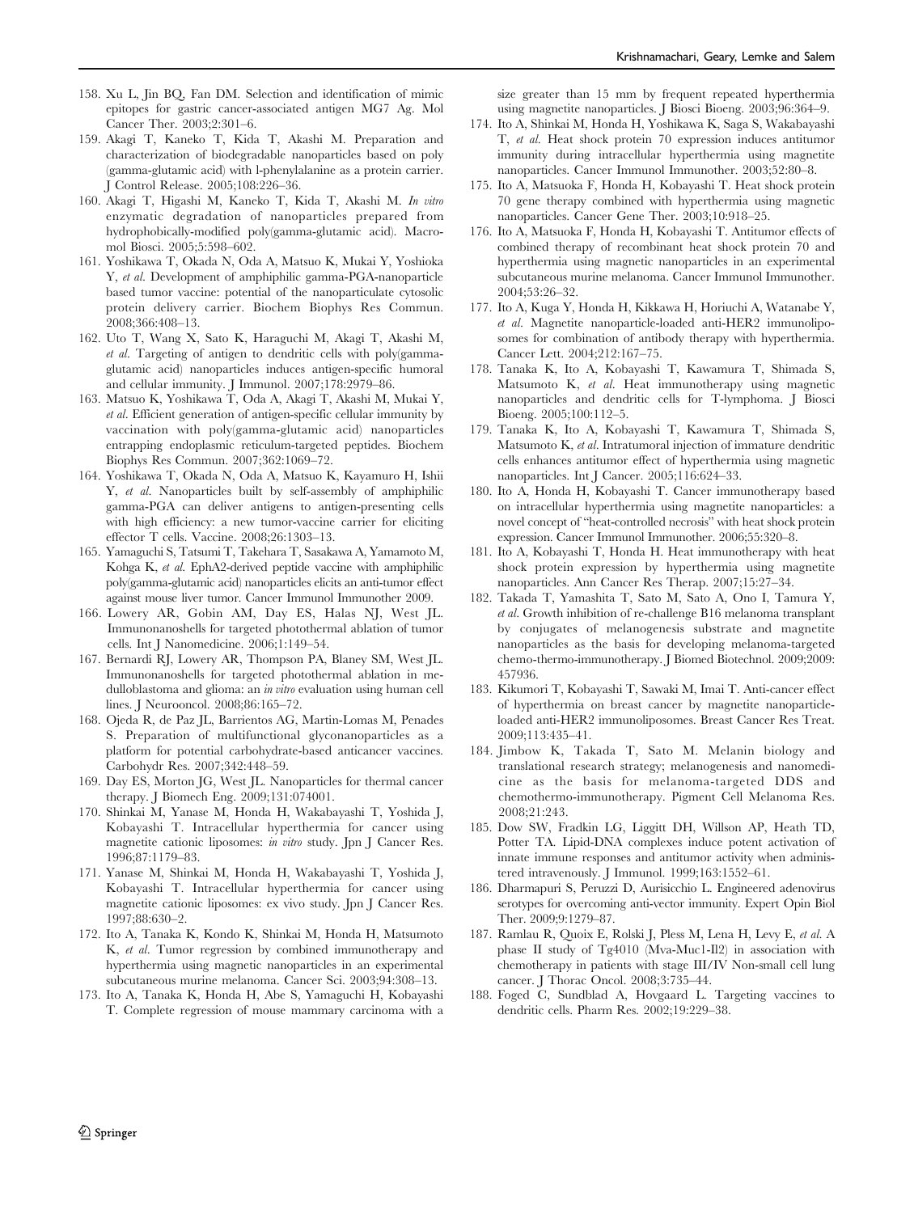158. Xu L, Jin BQ, Fan DM. Selection and identification of mimic epitopes for gastric cancer-associated antigen MG7 Ag. Mol Cancer Ther. 2003;2:301–6.
159. Akagi T, Kaneko T, Kida T, Akashi M. Preparation and characterization of biodegradable nanoparticles based on poly (gamma-glutamic acid) with l-phenylalanine as a protein carrier. J Control Release. 2005;108:226–36.
160. Akagi T, Higashi M, Kaneko T, Kida T, Akashi M. *In vitro* enzymatic degradation of nanoparticles prepared from hydrophobically-modified poly(gamma-glutamic acid). Macromol Biosci. 2005;5:598–602.
161. Yoshikawa T, Okada N, Oda A, Matsuo K, Mukai Y, Yoshioka Y, *et al.* Development of amphiphilic gamma-PGA-nanoparticle based tumor vaccine: potential of the nanoparticulate cytosolic protein delivery carrier. Biochem Biophys Res Commun. 2008;366:408–13.
162. Uto T, Wang X, Sato K, Haraguchi M, Akagi T, Akashi M, *et al.* Targeting of antigen to dendritic cells with poly(gamma-glutamic acid) nanoparticles induces antigen-specific humoral and cellular immunity. J Immunol. 2007;178:2979–86.
163. Matsuo K, Yoshikawa T, Oda A, Akagi T, Akashi M, Mukai Y, *et al.* Efficient generation of antigen-specific cellular immunity by vaccination with poly(gamma-glutamic acid) nanoparticles entrapping endoplasmic reticulum-targeted peptides. Biochem Biophys Res Commun. 2007;362:1069–72.
164. Yoshikawa T, Okada N, Oda A, Matsuo K, Kayamuro H, Ishii Y, *et al.* Nanoparticles built by self-assembly of amphiphilic gamma-PGA can deliver antigens to antigen-presenting cells with high efficiency: a new tumor-vaccine carrier for eliciting effector T cells. Vaccine. 2008;26:1303–13.
165. Yamaguchi S, Tatsumi T, Takehara T, Sasakawa A, Yamamoto M, Kohga K, *et al.* EphA2-derived peptide vaccine with amphiphilic poly(gamma-glutamic acid) nanoparticles elicits an anti-tumor effect against mouse liver tumor. Cancer Immunol Immunother 2009.
166. Lowery AR, Gobin AM, Day ES, Halas NJ, West JL. Immunonanoshells for targeted photothermal ablation of tumor cells. Int J Nanomedicine. 2006;1:149–54.
167. Bernardi RJ, Lowery AR, Thompson PA, Blaney SM, West JL. Immunonanoshells for targeted photothermal ablation in medulloblastoma and glioma: an *in vitro* evaluation using human cell lines. J Neurooncol. 2008;86:165–72.
168. Ojeda R, de Paz JL, Barrientos AG, Martin-Lomas M, Penades S. Preparation of multifunctional glyconanoparticles as a platform for potential carbohydrate-based anticancer vaccines. Carbohydr Res. 2007;342:448–59.
169. Day ES, Morton JG, West JL. Nanoparticles for thermal cancer therapy. J Biomech Eng. 2009;131:074001.
170. Shinkai M, Yanase M, Honda H, Wakabayashi T, Yoshida J, Kobayashi T. Intracellular hyperthermia for cancer using magnetite cationic liposomes: *in vitro* study. Jpn J Cancer Res. 1996;87:1179–83.
171. Yanase M, Shinkai M, Honda H, Wakabayashi T, Yoshida J, Kobayashi T. Intracellular hyperthermia for cancer using magnetite cationic liposomes: ex vivo study. Jpn J Cancer Res. 1997;88:630–2.
172. Ito A, Tanaka K, Kondo K, Shinkai M, Honda H, Matsumoto K, *et al.* Tumor regression by combined immunotherapy and hyperthermia using magnetic nanoparticles in an experimental subcutaneous murine melanoma. Cancer Sci. 2003;94:308–13.
173. Ito A, Tanaka K, Honda H, Abe S, Yamaguchi H, Kobayashi T. Complete regression of mouse mammary carcinoma with a size greater than 15 mm by frequent repeated hyperthermia using magnetite nanoparticles. J Biosci Bioeng. 2003;96:364–9.
174. Ito A, Shinkai M, Honda H, Yoshikawa K, Saga S, Wakabayashi T, *et al.* Heat shock protein 70 expression induces antitumor immunity during intracellular hyperthermia using magnetite nanoparticles. Cancer Immunol Immunother. 2003;52:80–8.
175. Ito A, Matsuoka F, Honda H, Kobayashi T. Heat shock protein 70 gene therapy combined with hyperthermia using magnetic nanoparticles. Cancer Gene Ther. 2003;10:918–25.
176. Ito A, Matsuoka F, Honda H, Kobayashi T. Antitumor effects of combined therapy of recombinant heat shock protein 70 and hyperthermia using magnetic nanoparticles in an experimental subcutaneous murine melanoma. Cancer Immunol Immunother. 2004;53:26–32.
177. Ito A, Kuga Y, Honda H, Kikkawa H, Horiuchi A, Watanabe Y, *et al.* Magnetite nanoparticle-loaded anti-HER2 immunoliposomes for combination of antibody therapy with hyperthermia. Cancer Lett. 2004;212:167–75.
178. Tanaka K, Ito A, Kobayashi T, Kawamura T, Shimada S, Matsumoto K, *et al.* Heat immunotherapy using magnetic nanoparticles and dendritic cells for T-lymphoma. J Biosci Bioeng. 2005;100:112–5.
179. Tanaka K, Ito A, Kobayashi T, Kawamura T, Shimada S, Matsumoto K, *et al.* Intratumoral injection of immature dendritic cells enhances antitumor effect of hyperthermia using magnetic nanoparticles. Int J Cancer. 2005;116:624–33.
180. Ito A, Honda H, Kobayashi T. Cancer immunotherapy based on intracellular hyperthermia using magnetite nanoparticles: a novel concept of "heat-controlled necrosis" with heat shock protein expression. Cancer Immunol Immunother. 2006;55:320–8.
181. Ito A, Kobayashi T, Honda H. Heat immunotherapy with heat shock protein expression by hyperthermia using magnetite nanoparticles. Ann Cancer Res Therap. 2007;15:27–34.
182. Takada T, Yamashita T, Sato M, Sato A, Ono I, Tamura Y, *et al.* Growth inhibition of re-challenge B16 melanoma transplant by conjugates of melanogenesis substrate and magnetite nanoparticles as the basis for developing melanoma-targeted chemo-thermo-immunotherapy. J Biomed Biotechnol. 2009;2009: 457936.
183. Kikumori T, Kobayashi T, Sawaki M, Imai T. Anti-cancer effect of hyperthermia on breast cancer by magnetite nanoparticle-loaded anti-HER2 immunoliposomes. Breast Cancer Res Treat. 2009;113:435–41.
184. Jimbow K, Takada T, Sato M. Melanin biology and translational research strategy; melanogenesis and nanomedicine as the basis for melanoma-targeted DDS and chemothermo-immunotherapy. Pigment Cell Melanoma Res. 2008;21:243.
185. Dow SW, Fradkin LG, Liggitt DH, Willson AP, Heath TD, Potter TA. Lipid-DNA complexes induce potent activation of innate immune responses and antitumor activity when administered intravenously. J Immunol. 1999;163:1552–61.
186. Dharmapuri S, Peruzzi D, Aurisicchio L. Engineered adenovirus serotypes for overcoming anti-vector immunity. Expert Opin Biol Ther. 2009;9:1279–87.
187. Ramlau R, Quoix E, Rolski J, Pless M, Lena H, Levy E, *et al.* A phase II study of Tg4010 (Mva-Muc1-Il2) in association with chemotherapy in patients with stage III/IV Non-small cell lung cancer. J Thorac Oncol. 2008;3:735–44.
188. Foged C, Sundblad A, Hovgaard L. Targeting vaccines to dendritic cells. Pharm Res. 2002;19:229–38.